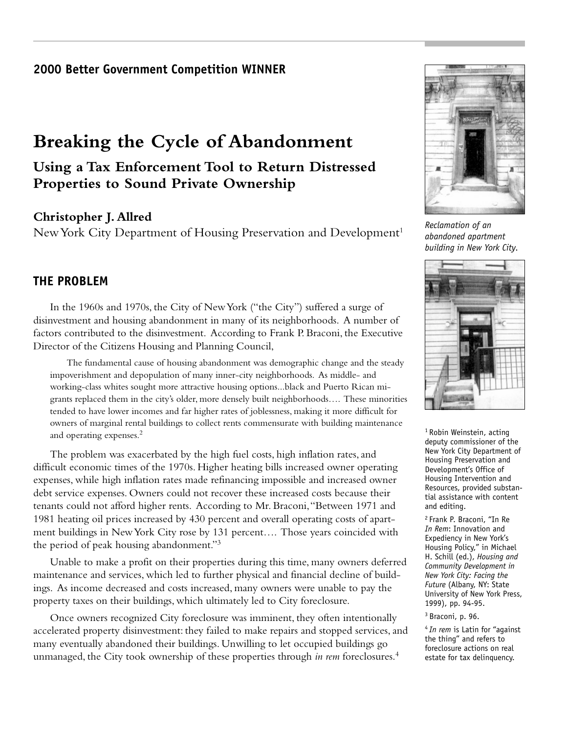**2000 Better Government Competition WINNER**

# Breaking the Cycle of Abandonment

## Using a Tax Enforcement Tool to Return Distressed Properties to Sound Private Ownership

### Christopher J. Allred

New York City Department of Housing Preservation and Development[1]

Reclamation of an abandoned apartment building in New York City.

## THE PROBLEM

In the 1960s and 1970s, the City of New York ("the City") suffered a surge of disinvestment and housing abandonment in many of its neighborhoods. A number of factors contributed to the disinvestment. According to Frank P. Braconi, the Executive Director of the Citizens Housing and Planning Council,

> The fundamental cause of housing abandonment was demographic change and the steady impoverishment and depopulation of many inner-city neighborhoods. As middle- and working-class whites sought more attractive housing options...black and Puerto Rican migrants replaced them in the city's older, more densely built neighborhoods…. These minorities tended to have lower incomes and far higher rates of joblessness, making it more difficult for owners of marginal rental buildings to collect rents commensurate with building maintenance and operating expenses.[2]

The problem was exacerbated by the high fuel costs, high inflation rates, and difficult economic times of the 1970s. Higher heating bills increased owner operating expenses, while high inflation rates made refinancing impossible and increased owner debt service expenses. Owners could not recover these increased costs because their tenants could not afford higher rents. According to Mr. Braconi, "Between 1971 and 1981 heating oil prices increased by 430 percent and overall operating costs of apartment buildings in New York City rose by 131 percent…. Those years coincided with the period of peak housing abandonment."[3]

Unable to make a profit on their properties during this time, many owners deferred maintenance and services, which led to further physical and financial decline of buildings. As income decreased and costs increased, many owners were unable to pay the property taxes on their buildings, which ultimately led to City foreclosure.

Once owners recognized City foreclosure was imminent, they often intentionally accelerated property disinvestment: they failed to make repairs and stopped services, and many eventually abandoned their buildings. Unwilling to let occupied buildings go unmanaged, the City took ownership of these properties through *in rem* foreclosures.[4]

---

[1] Robin Weinstein, acting deputy commissioner of the New York City Department of Housing Preservation and Development's Office of Housing Intervention and Resources, provided substantial assistance with content and editing.

[2] Frank P. Braconi, "In Re *In Rem*: Innovation and Expediency in New York's Housing Policy," in Michael H. Schill (ed.), *Housing and Community Development in New York City: Facing the Future* (Albany, NY: State University of New York Press, 1999), pp. 94-95.

[3] Braconi, p. 96.

[4] *In rem* is Latin for "against the thing" and refers to foreclosure actions on real estate for tax delinquency.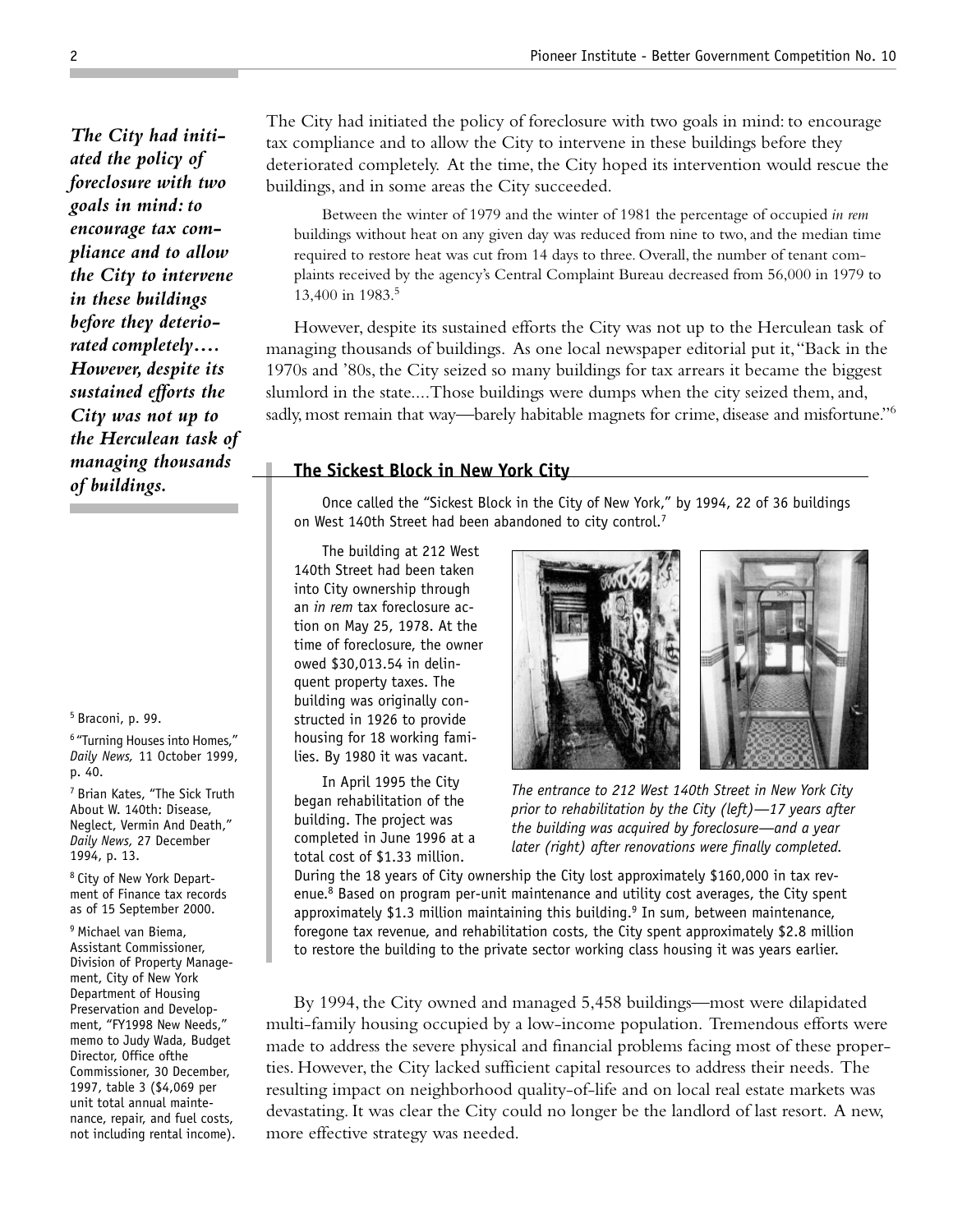*The City had initiated the policy of foreclosure with two goals in mind: to encourage tax compliance and to allow the City to intervene in these buildings before they deteriorated completely.... However, despite its sustained efforts the City was not up to the Herculean task of managing thousands of buildings.*

The City had initiated the policy of foreclosure with two goals in mind: to encourage tax compliance and to allow the City to intervene in these buildings before they deteriorated completely. At the time, the City hoped its intervention would rescue the buildings, and in some areas the City succeeded.

> Between the winter of 1979 and the winter of 1981 the percentage of occupied *in rem* buildings without heat on any given day was reduced from nine to two, and the median time required to restore heat was cut from 14 days to three. Overall, the number of tenant complaints received by the agency's Central Complaint Bureau decreased from 56,000 in 1979 to 13,400 in 1983.[5]

However, despite its sustained efforts the City was not up to the Herculean task of managing thousands of buildings. As one local newspaper editorial put it, "Back in the 1970s and '80s, the City seized so many buildings for tax arrears it became the biggest slumlord in the state....Those buildings were dumps when the city seized them, and, sadly, most remain that way—barely habitable magnets for crime, disease and misfortune."[6]

## The Sickest Block in New York City

Once called the "Sickest Block in the City of New York," by 1994, 22 of 36 buildings on West 140th Street had been abandoned to city control.[7]

The building at 212 West 140th Street had been taken into City ownership through an *in rem* tax foreclosure action on May 25, 1978. At the time of foreclosure, the owner owed $30,013.54 in delinquent property taxes. The building was originally constructed in 1926 to provide housing for 18 working families. By 1980 it was vacant.

In April 1995 the City began rehabilitation of the building. The project was completed in June 1996 at a total cost of $1.33 million.

*The entrance to 212 West 140th Street in New York City prior to rehabilitation by the City (left)—17 years after the building was acquired by foreclosure—and a year later (right) after renovations were finally completed.*

During the 18 years of City ownership the City lost approximately $160,000 in tax revenue.[8] Based on program per-unit maintenance and utility cost averages, the City spent approximately $1.3 million maintaining this building.[9] In sum, between maintenance, foregone tax revenue, and rehabilitation costs, the City spent approximately $2.8 million to restore the building to the private sector working class housing it was years earlier.

By 1994, the City owned and managed 5,458 buildings—most were dilapidated multi-family housing occupied by a low-income population. Tremendous efforts were made to address the severe physical and financial problems facing most of these properties. However, the City lacked sufficient capital resources to address their needs. The resulting impact on neighborhood quality-of-life and on local real estate markets was devastating. It was clear the City could no longer be the landlord of last resort. A new, more effective strategy was needed.

[5] Braconi, p. 99.

[6] "Turning Houses into Homes," *Daily News,* 11 October 1999, p. 40.

[7] Brian Kates, "The Sick Truth About W. 140th: Disease, Neglect, Vermin And Death," *Daily News,* 27 December 1994, p. 13.

[8] City of New York Department of Finance tax records as of 15 September 2000.

[9] Michael van Biema, Assistant Commissioner, Division of Property Management, City of New York Department of Housing Preservation and Development, "FY1998 New Needs," memo to Judy Wada, Budget Director, Office ofthe Commissioner, 30 December, 1997, table 3 ($4,069 per unit total annual maintenance, repair, and fuel costs, not including rental income).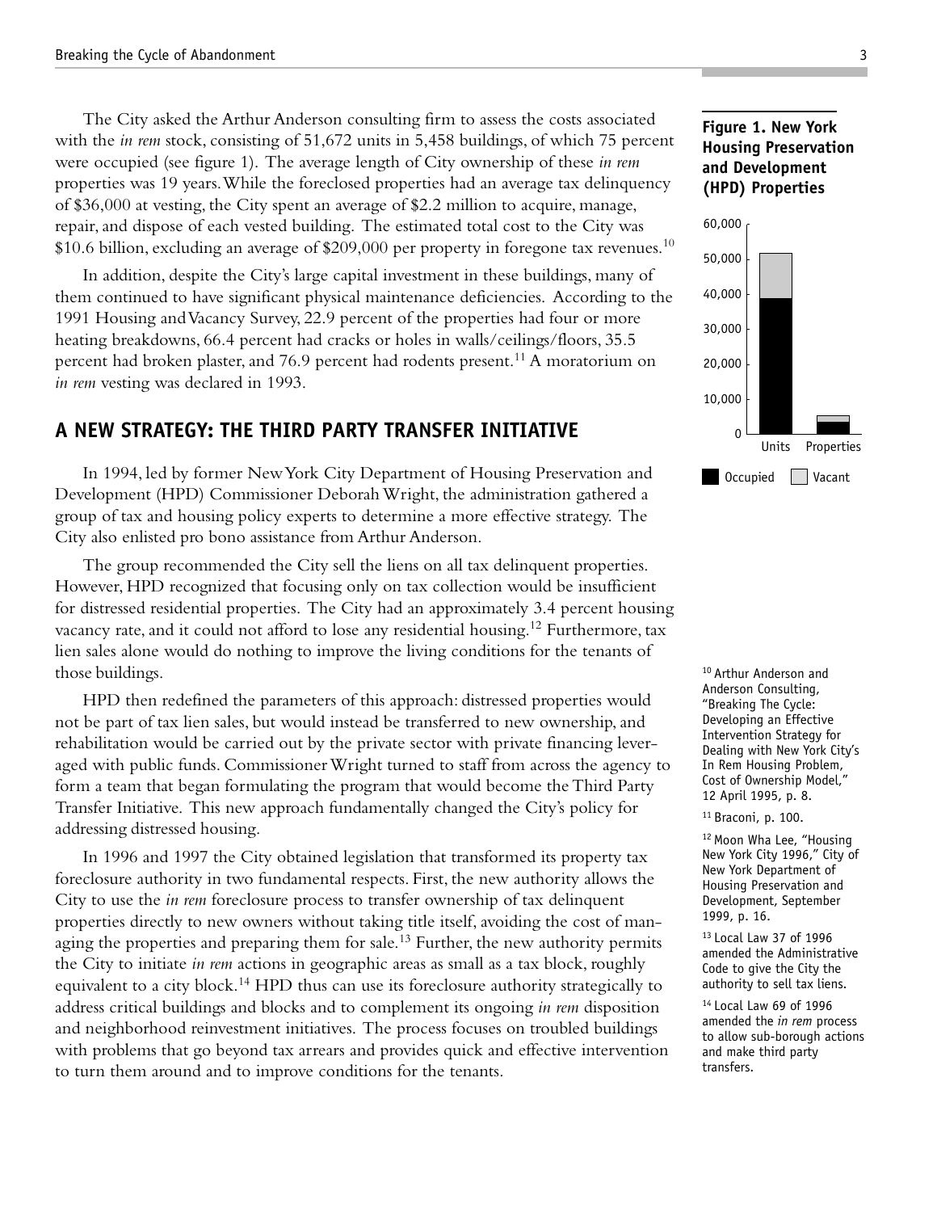The City asked the Arthur Anderson consulting firm to assess the costs associated with the *in rem* stock, consisting of 51,672 units in 5,458 buildings, of which 75 percent were occupied (see figure 1). The average length of City ownership of these *in rem* properties was 19 years. While the foreclosed properties had an average tax delinquency of $36,000 at vesting, the City spent an average of $2.2 million to acquire, manage, repair, and dispose of each vested building. The estimated total cost to the City was $10.6 billion, excluding an average of $209,000 per property in foregone tax revenues.[10]

In addition, despite the City's large capital investment in these buildings, many of them continued to have significant physical maintenance deficiencies. According to the 1991 Housing and Vacancy Survey, 22.9 percent of the properties had four or more heating breakdowns, 66.4 percent had cracks or holes in walls/ceilings/floors, 35.5 percent had broken plaster, and 76.9 percent had rodents present.[11] A moratorium on *in rem* vesting was declared in 1993.

**Figure 1. New York Housing Preservation and Development (HPD) Properties**

| | Occupied | Vacant |
|---|---|---|
| Units | ~39,000 | ~13,000 |
| Properties | ~4,000 | ~1,400 |

## A NEW STRATEGY: THE THIRD PARTY TRANSFER INITIATIVE

In 1994, led by former New York City Department of Housing Preservation and Development (HPD) Commissioner Deborah Wright, the administration gathered a group of tax and housing policy experts to determine a more effective strategy. The City also enlisted pro bono assistance from Arthur Anderson.

The group recommended the City sell the liens on all tax delinquent properties. However, HPD recognized that focusing only on tax collection would be insufficient for distressed residential properties. The City had an approximately 3.4 percent housing vacancy rate, and it could not afford to lose any residential housing.[12] Furthermore, tax lien sales alone would do nothing to improve the living conditions for the tenants of those buildings.

HPD then redefined the parameters of this approach: distressed properties would not be part of tax lien sales, but would instead be transferred to new ownership, and rehabilitation would be carried out by the private sector with private financing leveraged with public funds. Commissioner Wright turned to staff from across the agency to form a team that began formulating the program that would become the Third Party Transfer Initiative. This new approach fundamentally changed the City's policy for addressing distressed housing.

In 1996 and 1997 the City obtained legislation that transformed its property tax foreclosure authority in two fundamental respects. First, the new authority allows the City to use the *in rem* foreclosure process to transfer ownership of tax delinquent properties directly to new owners without taking title itself, avoiding the cost of managing the properties and preparing them for sale.[13] Further, the new authority permits the City to initiate *in rem* actions in geographic areas as small as a tax block, roughly equivalent to a city block.[14] HPD thus can use its foreclosure authority strategically to address critical buildings and blocks and to complement its ongoing *in rem* disposition and neighborhood reinvestment initiatives. The process focuses on troubled buildings with problems that go beyond tax arrears and provides quick and effective intervention to turn them around and to improve conditions for the tenants.

[10] Arthur Anderson and Anderson Consulting, "Breaking The Cycle: Developing an Effective Intervention Strategy for Dealing with New York City's In Rem Housing Problem, Cost of Ownership Model," 12 April 1995, p. 8.

[11] Braconi, p. 100.

[12] Moon Wha Lee, "Housing New York City 1996," City of New York Department of Housing Preservation and Development, September 1999, p. 16.

[13] Local Law 37 of 1996 amended the Administrative Code to give the City the authority to sell tax liens.

[14] Local Law 69 of 1996 amended the *in rem* process to allow sub-borough actions and make third party transfers.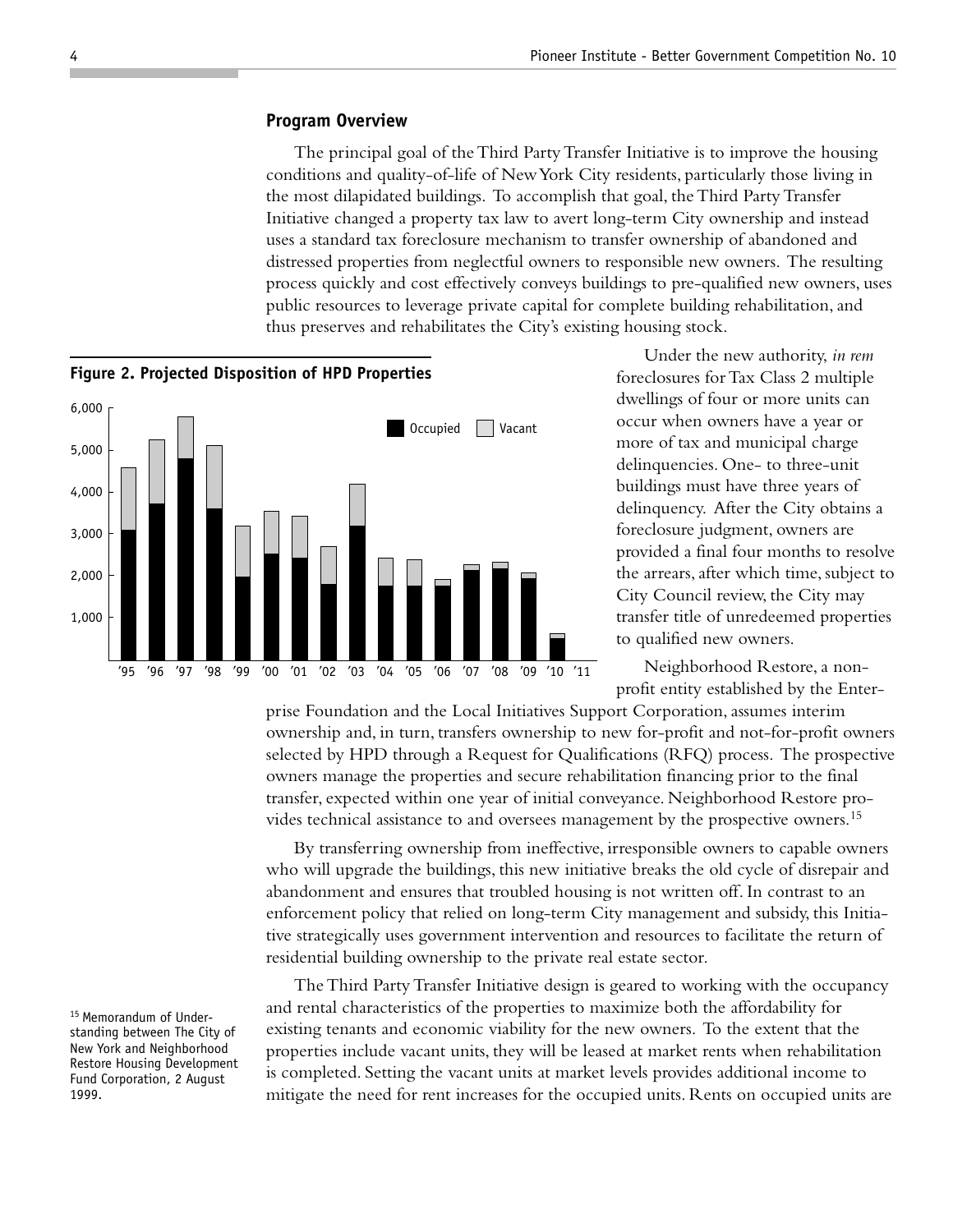## Program Overview

The principal goal of the Third Party Transfer Initiative is to improve the housing conditions and quality-of-life of New York City residents, particularly those living in the most dilapidated buildings. To accomplish that goal, the Third Party Transfer Initiative changed a property tax law to avert long-term City ownership and instead uses a standard tax foreclosure mechanism to transfer ownership of abandoned and distressed properties from neglectful owners to responsible new owners. The resulting process quickly and cost effectively conveys buildings to pre-qualified new owners, uses public resources to leverage private capital for complete building rehabilitation, and thus preserves and rehabilitates the City's existing housing stock.

**Figure 2. Projected Disposition of HPD Properties**

Under the new authority, *in rem* foreclosures for Tax Class 2 multiple dwellings of four or more units can occur when owners have a year or more of tax and municipal charge delinquencies. One- to three-unit buildings must have three years of delinquency. After the City obtains a foreclosure judgment, owners are provided a final four months to resolve the arrears, after which time, subject to City Council review, the City may transfer title of unredeemed properties to qualified new owners.

Neighborhood Restore, a non-profit entity established by the Enterprise Foundation and the Local Initiatives Support Corporation, assumes interim ownership and, in turn, transfers ownership to new for-profit and not-for-profit owners selected by HPD through a Request for Qualifications (RFQ) process. The prospective owners manage the properties and secure rehabilitation financing prior to the final transfer, expected within one year of initial conveyance. Neighborhood Restore provides technical assistance to and oversees management by the prospective owners.[15]

By transferring ownership from ineffective, irresponsible owners to capable owners who will upgrade the buildings, this new initiative breaks the old cycle of disrepair and abandonment and ensures that troubled housing is not written off. In contrast to an enforcement policy that relied on long-term City management and subsidy, this Initiative strategically uses government intervention and resources to facilitate the return of residential building ownership to the private real estate sector.

The Third Party Transfer Initiative design is geared to working with the occupancy and rental characteristics of the properties to maximize both the affordability for existing tenants and economic viability for the new owners. To the extent that the properties include vacant units, they will be leased at market rents when rehabilitation is completed. Setting the vacant units at market levels provides additional income to mitigate the need for rent increases for the occupied units. Rents on occupied units are

[15] Memorandum of Understanding between The City of New York and Neighborhood Restore Housing Development Fund Corporation, 2 August 1999.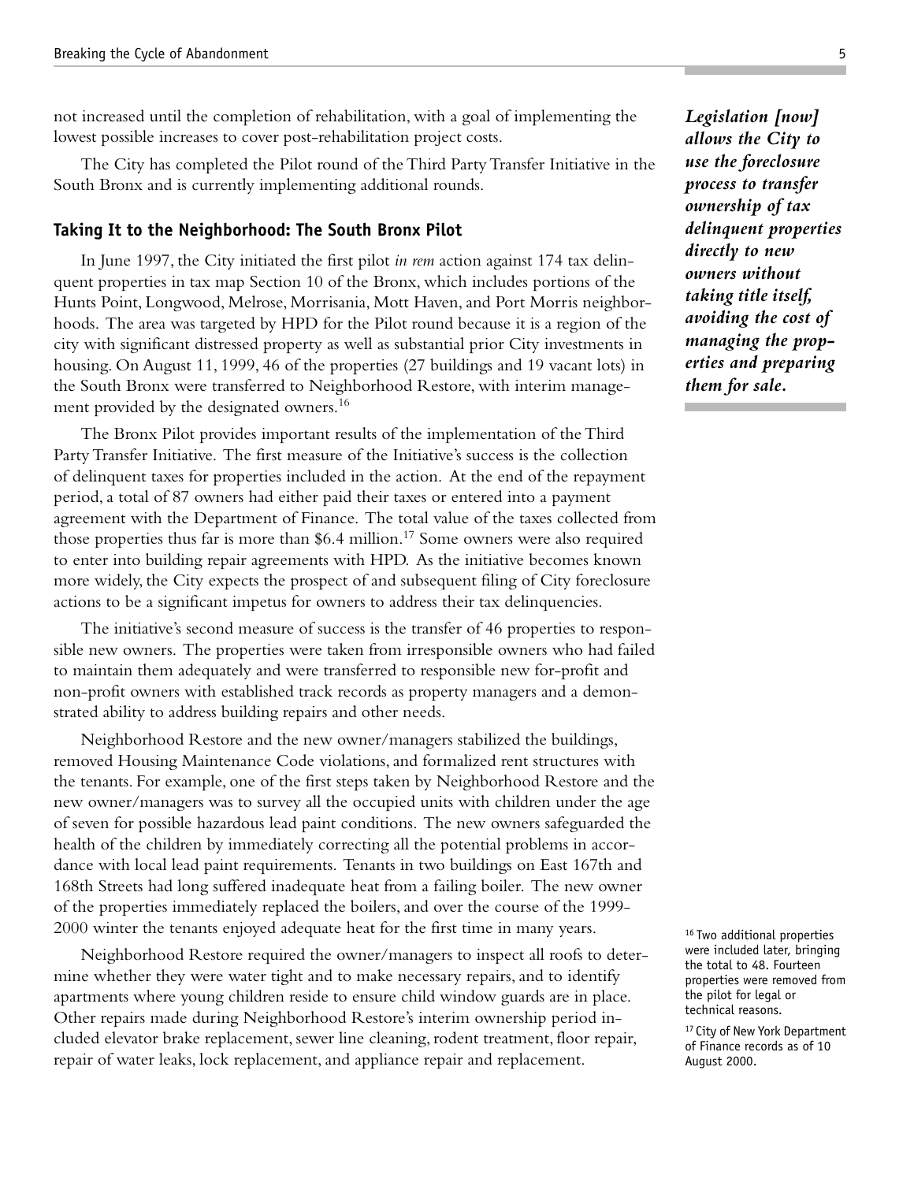not increased until the completion of rehabilitation, with a goal of implementing the lowest possible increases to cover post-rehabilitation project costs.

The City has completed the Pilot round of the Third Party Transfer Initiative in the South Bronx and is currently implementing additional rounds.

*Legislation [now] allows the City to use the foreclosure process to transfer ownership of tax delinquent properties directly to new owners without taking title itself, avoiding the cost of managing the properties and preparing them for sale.*

### Taking It to the Neighborhood: The South Bronx Pilot

In June 1997, the City initiated the first pilot *in rem* action against 174 tax delinquent properties in tax map Section 10 of the Bronx, which includes portions of the Hunts Point, Longwood, Melrose, Morrisania, Mott Haven, and Port Morris neighborhoods. The area was targeted by HPD for the Pilot round because it is a region of the city with significant distressed property as well as substantial prior City investments in housing. On August 11, 1999, 46 of the properties (27 buildings and 19 vacant lots) in the South Bronx were transferred to Neighborhood Restore, with interim management provided by the designated owners.[16]

The Bronx Pilot provides important results of the implementation of the Third Party Transfer Initiative. The first measure of the Initiative's success is the collection of delinquent taxes for properties included in the action. At the end of the repayment period, a total of 87 owners had either paid their taxes or entered into a payment agreement with the Department of Finance. The total value of the taxes collected from those properties thus far is more than $6.4 million.[17] Some owners were also required to enter into building repair agreements with HPD. As the initiative becomes known more widely, the City expects the prospect of and subsequent filing of City foreclosure actions to be a significant impetus for owners to address their tax delinquencies.

The initiative's second measure of success is the transfer of 46 properties to responsible new owners. The properties were taken from irresponsible owners who had failed to maintain them adequately and were transferred to responsible new for-profit and non-profit owners with established track records as property managers and a demonstrated ability to address building repairs and other needs.

Neighborhood Restore and the new owner/managers stabilized the buildings, removed Housing Maintenance Code violations, and formalized rent structures with the tenants. For example, one of the first steps taken by Neighborhood Restore and the new owner/managers was to survey all the occupied units with children under the age of seven for possible hazardous lead paint conditions. The new owners safeguarded the health of the children by immediately correcting all the potential problems in accordance with local lead paint requirements. Tenants in two buildings on East 167th and 168th Streets had long suffered inadequate heat from a failing boiler. The new owner of the properties immediately replaced the boilers, and over the course of the 1999-2000 winter the tenants enjoyed adequate heat for the first time in many years.

Neighborhood Restore required the owner/managers to inspect all roofs to determine whether they were water tight and to make necessary repairs, and to identify apartments where young children reside to ensure child window guards are in place. Other repairs made during Neighborhood Restore's interim ownership period included elevator brake replacement, sewer line cleaning, rodent treatment, floor repair, repair of water leaks, lock replacement, and appliance repair and replacement.

[16] Two additional properties were included later, bringing the total to 48. Fourteen properties were removed from the pilot for legal or technical reasons.

[17] City of New York Department of Finance records as of 10 August 2000.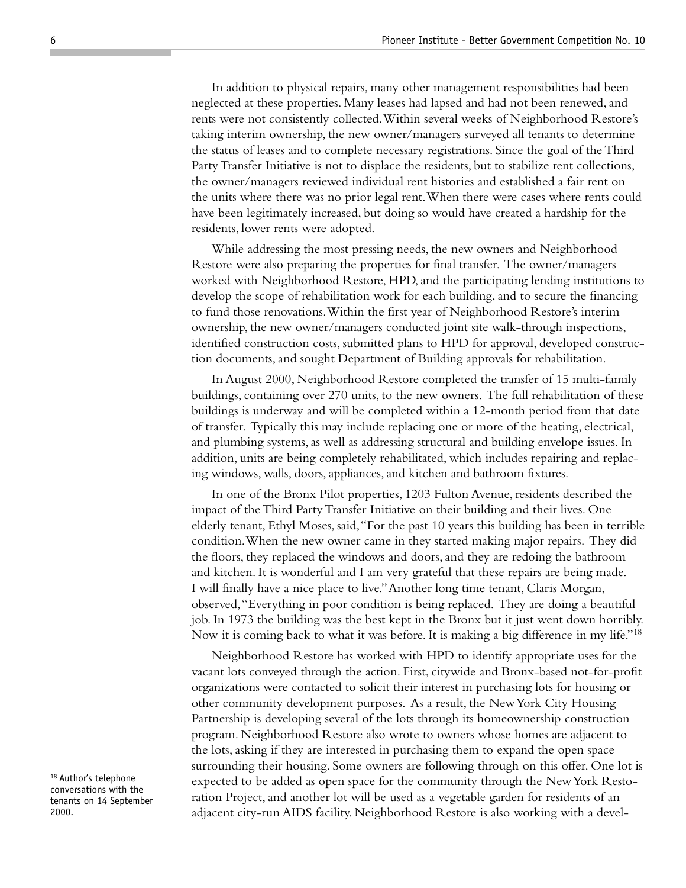In addition to physical repairs, many other management responsibilities had been neglected at these properties. Many leases had lapsed and had not been renewed, and rents were not consistently collected. Within several weeks of Neighborhood Restore's taking interim ownership, the new owner/managers surveyed all tenants to determine the status of leases and to complete necessary registrations. Since the goal of the Third Party Transfer Initiative is not to displace the residents, but to stabilize rent collections, the owner/managers reviewed individual rent histories and established a fair rent on the units where there was no prior legal rent. When there were cases where rents could have been legitimately increased, but doing so would have created a hardship for the residents, lower rents were adopted.

While addressing the most pressing needs, the new owners and Neighborhood Restore were also preparing the properties for final transfer. The owner/managers worked with Neighborhood Restore, HPD, and the participating lending institutions to develop the scope of rehabilitation work for each building, and to secure the financing to fund those renovations. Within the first year of Neighborhood Restore's interim ownership, the new owner/managers conducted joint site walk-through inspections, identified construction costs, submitted plans to HPD for approval, developed construction documents, and sought Department of Building approvals for rehabilitation.

In August 2000, Neighborhood Restore completed the transfer of 15 multi-family buildings, containing over 270 units, to the new owners. The full rehabilitation of these buildings is underway and will be completed within a 12-month period from that date of transfer. Typically this may include replacing one or more of the heating, electrical, and plumbing systems, as well as addressing structural and building envelope issues. In addition, units are being completely rehabilitated, which includes repairing and replacing windows, walls, doors, appliances, and kitchen and bathroom fixtures.

In one of the Bronx Pilot properties, 1203 Fulton Avenue, residents described the impact of the Third Party Transfer Initiative on their building and their lives. One elderly tenant, Ethyl Moses, said, "For the past 10 years this building has been in terrible condition. When the new owner came in they started making major repairs. They did the floors, they replaced the windows and doors, and they are redoing the bathroom and kitchen. It is wonderful and I am very grateful that these repairs are being made. I will finally have a nice place to live." Another long time tenant, Claris Morgan, observed, "Everything in poor condition is being replaced. They are doing a beautiful job. In 1973 the building was the best kept in the Bronx but it just went down horribly. Now it is coming back to what it was before. It is making a big difference in my life."[18]

Neighborhood Restore has worked with HPD to identify appropriate uses for the vacant lots conveyed through the action. First, citywide and Bronx-based not-for-profit organizations were contacted to solicit their interest in purchasing lots for housing or other community development purposes. As a result, the New York City Housing Partnership is developing several of the lots through its homeownership construction program. Neighborhood Restore also wrote to owners whose homes are adjacent to the lots, asking if they are interested in purchasing them to expand the open space surrounding their housing. Some owners are following through on this offer. One lot is expected to be added as open space for the community through the New York Restoration Project, and another lot will be used as a vegetable garden for residents of an adjacent city-run AIDS facility. Neighborhood Restore is also working with a devel-

[18] Author's telephone conversations with the tenants on 14 September 2000.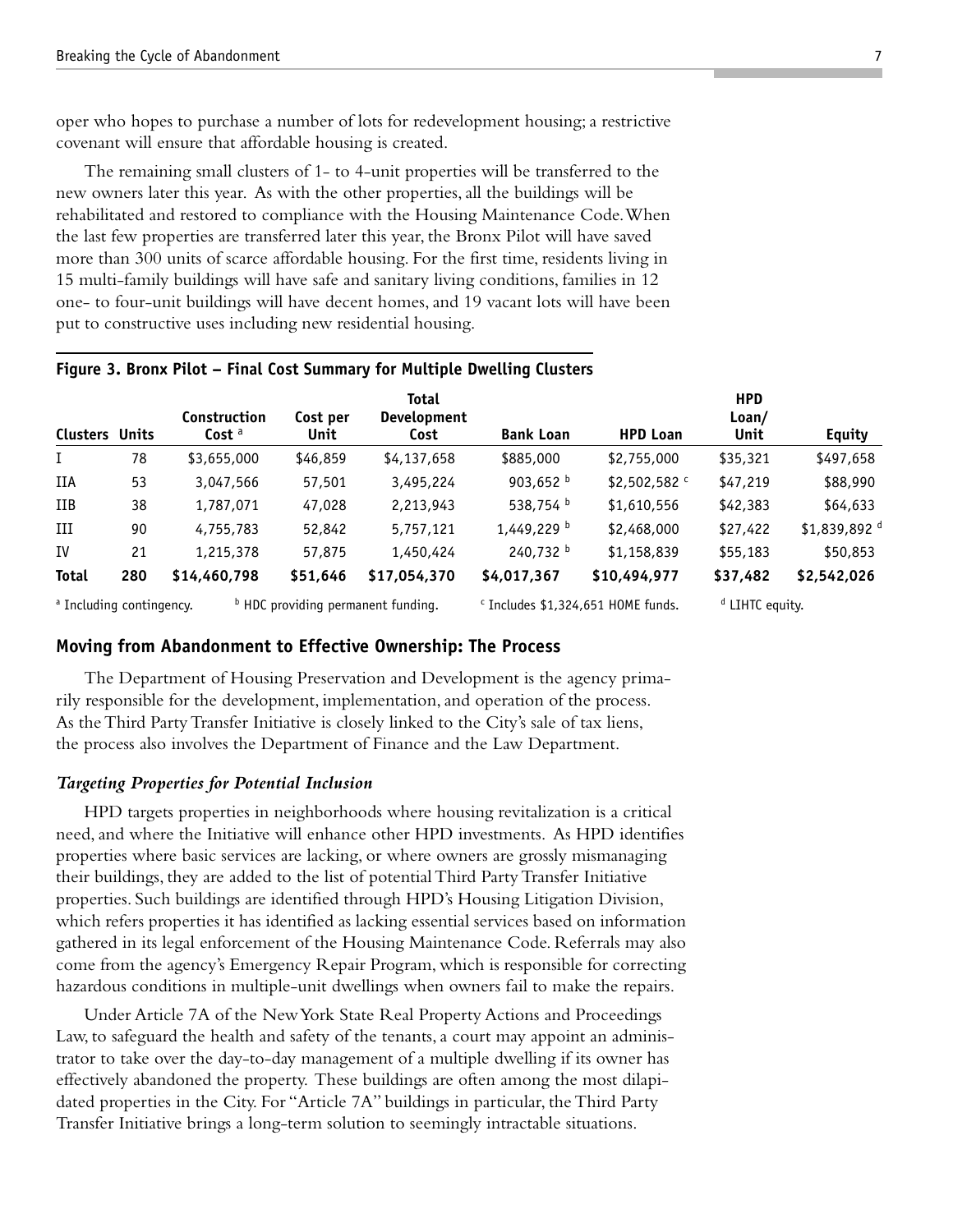oper who hopes to purchase a number of lots for redevelopment housing; a restrictive covenant will ensure that affordable housing is created.

The remaining small clusters of 1- to 4-unit properties will be transferred to the new owners later this year. As with the other properties, all the buildings will be rehabilitated and restored to compliance with the Housing Maintenance Code. When the last few properties are transferred later this year, the Bronx Pilot will have saved more than 300 units of scarce affordable housing. For the first time, residents living in 15 multi-family buildings will have safe and sanitary living conditions, families in 12 one- to four-unit buildings will have decent homes, and 19 vacant lots will have been put to constructive uses including new residential housing.

**Figure 3. Bronx Pilot – Final Cost Summary for Multiple Dwelling Clusters**

| Clusters | Units | Construction Cost [a] | Cost per Unit | Total Development Cost | Bank Loan | HPD Loan | HPD Loan/ Unit | Equity |
|---|---|---|---|---|---|---|---|---|
| I | 78 | $3,655,000 | $46,859 | $4,137,658 | $885,000 | $2,755,000 | $35,321 | $497,658 |
| IIA | 53 | 3,047,566 | 57,501 | 3,495,224 | 903,652 [b] | $2,502,582 [c] | $47,219 | $88,990 |
| IIB | 38 | 1,787,071 | 47,028 | 2,213,943 | 538,754 [b] | $1,610,556 | $42,383 | $64,633 |
| III | 90 | 4,755,783 | 52,842 | 5,757,121 | 1,449,229 [b] | $2,468,000 | $27,422 | $1,839,892 [d] |
| IV | 21 | 1,215,378 | 57,875 | 1,450,424 | 240,732 [b] | $1,158,839 | $55,183 | $50,853 |
| **Total** | **280** | **$14,460,798** | **$51,646** | **$17,054,370** | **$4,017,367** | **$10,494,977** | **$37,482** | **$2,542,026** |

[a] Including contingency. [b] HDC providing permanent funding. [c] Includes $1,324,651 HOME funds. [d] LIHTC equity.

## Moving from Abandonment to Effective Ownership: The Process

The Department of Housing Preservation and Development is the agency primarily responsible for the development, implementation, and operation of the process. As the Third Party Transfer Initiative is closely linked to the City's sale of tax liens, the process also involves the Department of Finance and the Law Department.

### *Targeting Properties for Potential Inclusion*

HPD targets properties in neighborhoods where housing revitalization is a critical need, and where the Initiative will enhance other HPD investments. As HPD identifies properties where basic services are lacking, or where owners are grossly mismanaging their buildings, they are added to the list of potential Third Party Transfer Initiative properties. Such buildings are identified through HPD's Housing Litigation Division, which refers properties it has identified as lacking essential services based on information gathered in its legal enforcement of the Housing Maintenance Code. Referrals may also come from the agency's Emergency Repair Program, which is responsible for correcting hazardous conditions in multiple-unit dwellings when owners fail to make the repairs.

Under Article 7A of the New York State Real Property Actions and Proceedings Law, to safeguard the health and safety of the tenants, a court may appoint an administrator to take over the day-to-day management of a multiple dwelling if its owner has effectively abandoned the property. These buildings are often among the most dilapidated properties in the City. For "Article 7A" buildings in particular, the Third Party Transfer Initiative brings a long-term solution to seemingly intractable situations.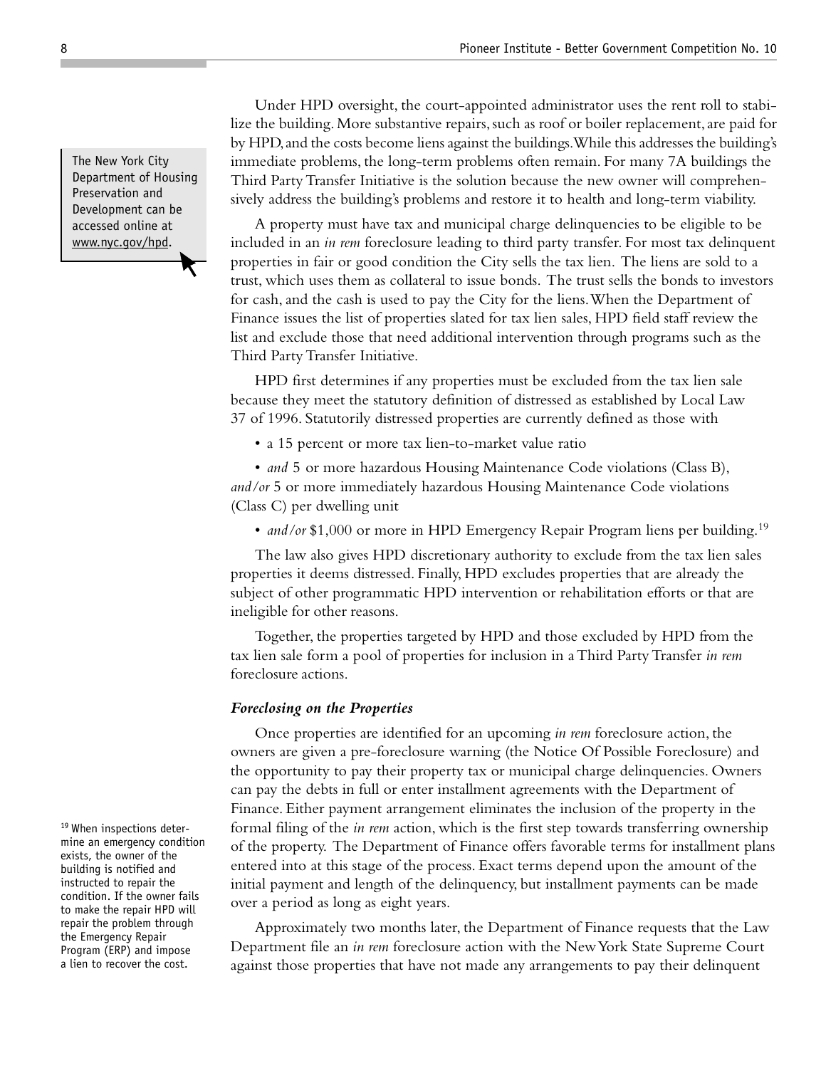The New York City Department of Housing Preservation and Development can be accessed online at www.nyc.gov/hpd.

Under HPD oversight, the court-appointed administrator uses the rent roll to stabilize the building. More substantive repairs, such as roof or boiler replacement, are paid for by HPD, and the costs become liens against the buildings. While this addresses the building's immediate problems, the long-term problems often remain. For many 7A buildings the Third Party Transfer Initiative is the solution because the new owner will comprehensively address the building's problems and restore it to health and long-term viability.

A property must have tax and municipal charge delinquencies to be eligible to be included in an *in rem* foreclosure leading to third party transfer. For most tax delinquent properties in fair or good condition the City sells the tax lien. The liens are sold to a trust, which uses them as collateral to issue bonds. The trust sells the bonds to investors for cash, and the cash is used to pay the City for the liens. When the Department of Finance issues the list of properties slated for tax lien sales, HPD field staff review the list and exclude those that need additional intervention through programs such as the Third Party Transfer Initiative.

HPD first determines if any properties must be excluded from the tax lien sale because they meet the statutory definition of distressed as established by Local Law 37 of 1996. Statutorily distressed properties are currently defined as those with

- a 15 percent or more tax lien-to-market value ratio
- *and* 5 or more hazardous Housing Maintenance Code violations (Class B), *and/or* 5 or more immediately hazardous Housing Maintenance Code violations (Class C) per dwelling unit
- *and/or* $1,000 or more in HPD Emergency Repair Program liens per building.[19]

The law also gives HPD discretionary authority to exclude from the tax lien sales properties it deems distressed. Finally, HPD excludes properties that are already the subject of other programmatic HPD intervention or rehabilitation efforts or that are ineligible for other reasons.

Together, the properties targeted by HPD and those excluded by HPD from the tax lien sale form a pool of properties for inclusion in a Third Party Transfer *in rem* foreclosure actions.

### *Foreclosing on the Properties*

Once properties are identified for an upcoming *in rem* foreclosure action, the owners are given a pre-foreclosure warning (the Notice Of Possible Foreclosure) and the opportunity to pay their property tax or municipal charge delinquencies. Owners can pay the debts in full or enter installment agreements with the Department of Finance. Either payment arrangement eliminates the inclusion of the property in the formal filing of the *in rem* action, which is the first step towards transferring ownership of the property. The Department of Finance offers favorable terms for installment plans entered into at this stage of the process. Exact terms depend upon the amount of the initial payment and length of the delinquency, but installment payments can be made over a period as long as eight years.

Approximately two months later, the Department of Finance requests that the Law Department file an *in rem* foreclosure action with the New York State Supreme Court against those properties that have not made any arrangements to pay their delinquent

[19] When inspections determine an emergency condition exists, the owner of the building is notified and instructed to repair the condition. If the owner fails to make the repair HPD will repair the problem through the Emergency Repair Program (ERP) and impose a lien to recover the cost.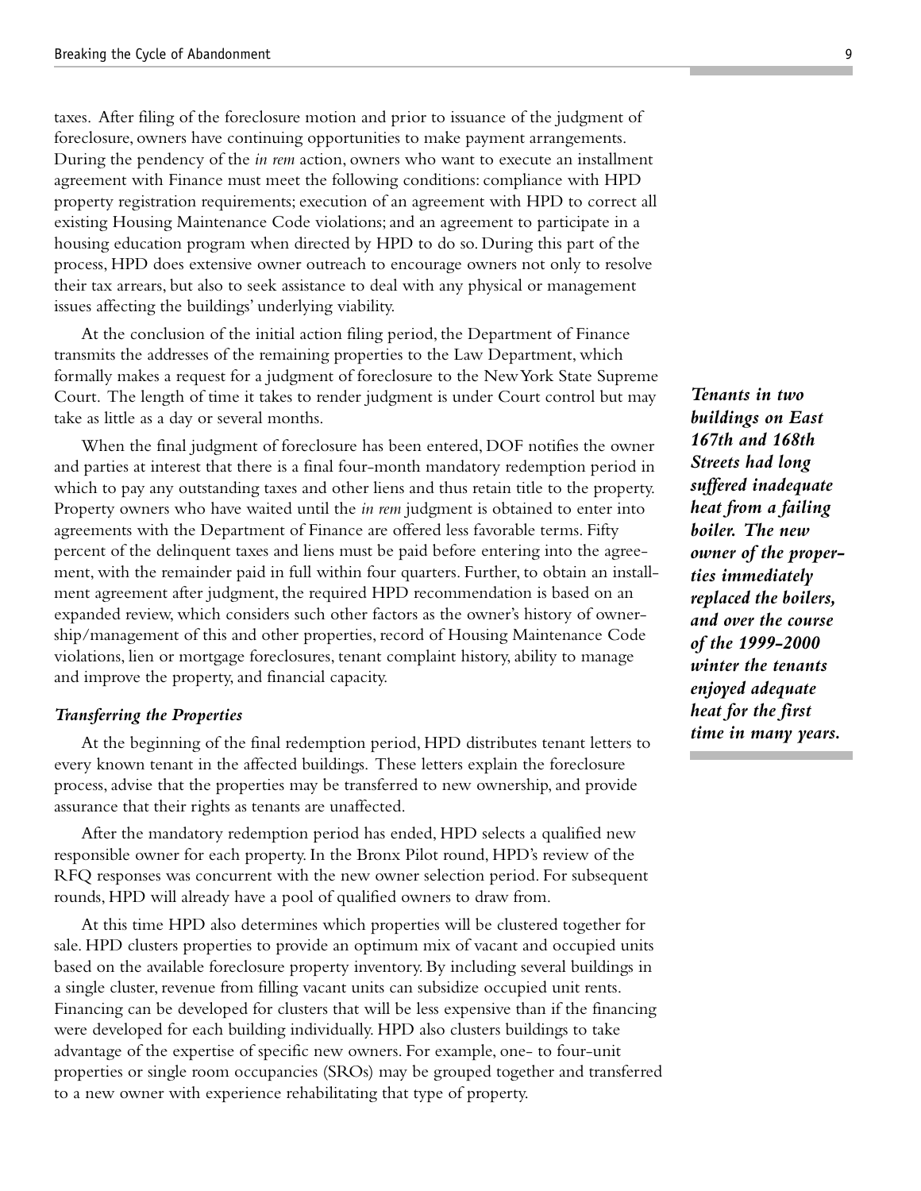taxes. After filing of the foreclosure motion and prior to issuance of the judgment of foreclosure, owners have continuing opportunities to make payment arrangements. During the pendency of the *in rem* action, owners who want to execute an installment agreement with Finance must meet the following conditions: compliance with HPD property registration requirements; execution of an agreement with HPD to correct all existing Housing Maintenance Code violations; and an agreement to participate in a housing education program when directed by HPD to do so. During this part of the process, HPD does extensive owner outreach to encourage owners not only to resolve their tax arrears, but also to seek assistance to deal with any physical or management issues affecting the buildings' underlying viability.

At the conclusion of the initial action filing period, the Department of Finance transmits the addresses of the remaining properties to the Law Department, which formally makes a request for a judgment of foreclosure to the New York State Supreme Court. The length of time it takes to render judgment is under Court control but may take as little as a day or several months.

When the final judgment of foreclosure has been entered, DOF notifies the owner and parties at interest that there is a final four-month mandatory redemption period in which to pay any outstanding taxes and other liens and thus retain title to the property. Property owners who have waited until the *in rem* judgment is obtained to enter into agreements with the Department of Finance are offered less favorable terms. Fifty percent of the delinquent taxes and liens must be paid before entering into the agreement, with the remainder paid in full within four quarters. Further, to obtain an installment agreement after judgment, the required HPD recommendation is based on an expanded review, which considers such other factors as the owner's history of ownership/management of this and other properties, record of Housing Maintenance Code violations, lien or mortgage foreclosures, tenant complaint history, ability to manage and improve the property, and financial capacity.

***Tenants in two buildings on East 167th and 168th Streets had long suffered inadequate heat from a failing boiler. The new owner of the properties immediately replaced the boilers, and over the course of the 1999-2000 winter the tenants enjoyed adequate heat for the first time in many years.***

### *Transferring the Properties*

At the beginning of the final redemption period, HPD distributes tenant letters to every known tenant in the affected buildings. These letters explain the foreclosure process, advise that the properties may be transferred to new ownership, and provide assurance that their rights as tenants are unaffected.

After the mandatory redemption period has ended, HPD selects a qualified new responsible owner for each property. In the Bronx Pilot round, HPD's review of the RFQ responses was concurrent with the new owner selection period. For subsequent rounds, HPD will already have a pool of qualified owners to draw from.

At this time HPD also determines which properties will be clustered together for sale. HPD clusters properties to provide an optimum mix of vacant and occupied units based on the available foreclosure property inventory. By including several buildings in a single cluster, revenue from filling vacant units can subsidize occupied unit rents. Financing can be developed for clusters that will be less expensive than if the financing were developed for each building individually. HPD also clusters buildings to take advantage of the expertise of specific new owners. For example, one- to four-unit properties or single room occupancies (SROs) may be grouped together and transferred to a new owner with experience rehabilitating that type of property.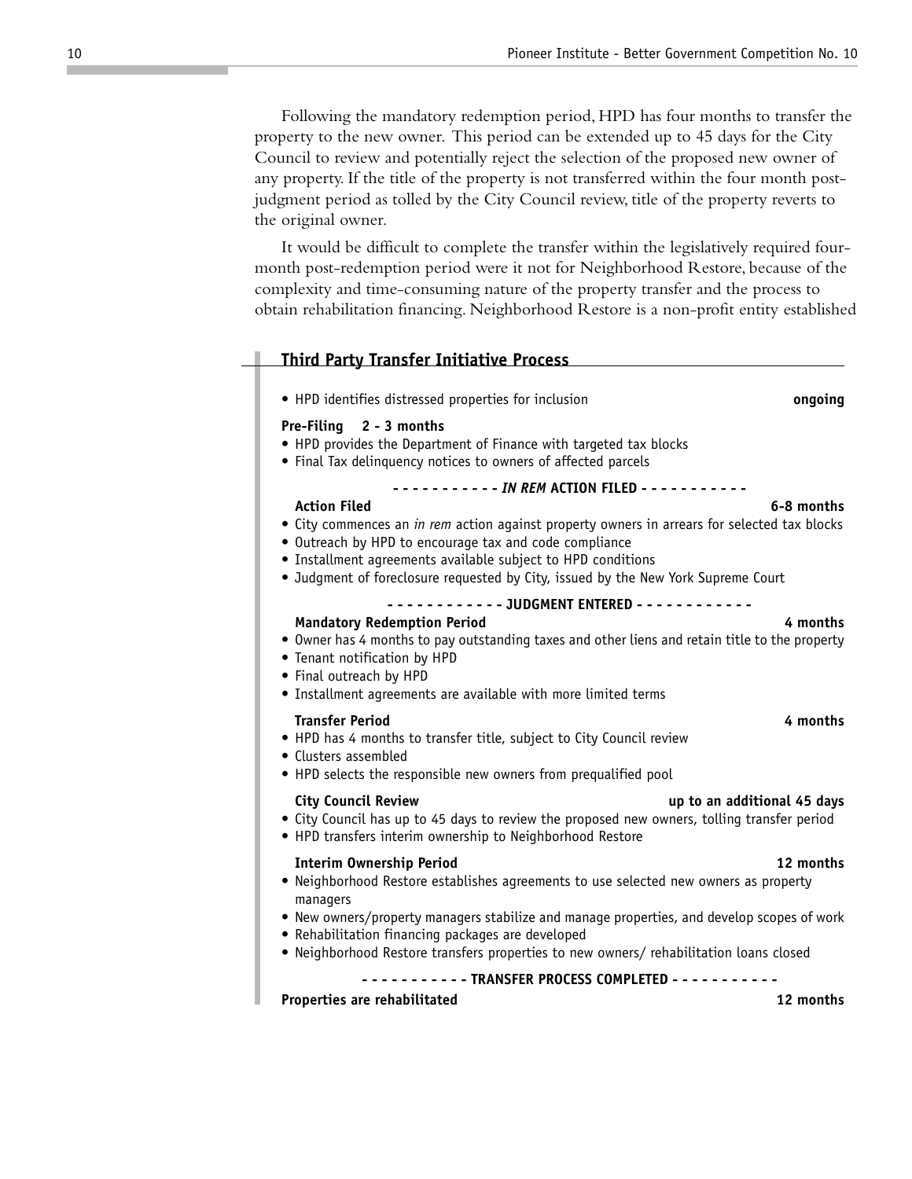Following the mandatory redemption period, HPD has four months to transfer the property to the new owner. This period can be extended up to 45 days for the City Council to review and potentially reject the selection of the proposed new owner of any property. If the title of the property is not transferred within the four month post-judgment period as tolled by the City Council review, title of the property reverts to the original owner.

It would be difficult to complete the transfer within the legislatively required four-month post-redemption period were it not for Neighborhood Restore, because of the complexity and time-consuming nature of the property transfer and the process to obtain rehabilitation financing. Neighborhood Restore is a non-profit entity established

## Third Party Transfer Initiative Process

- HPD identifies distressed properties for inclusion — **ongoing**

**Pre-Filing 2 - 3 months**

- HPD provides the Department of Finance with targeted tax blocks
- Final Tax delinquency notices to owners of affected parcels

**- - - - - - - - - - - *IN REM* ACTION FILED - - - - - - - - - - -**

**Action Filed — 6-8 months**

- City commences an *in rem* action against property owners in arrears for selected tax blocks
- Outreach by HPD to encourage tax and code compliance
- Installment agreements available subject to HPD conditions
- Judgment of foreclosure requested by City, issued by the New York Supreme Court

**- - - - - - - - - - - - JUDGMENT ENTERED - - - - - - - - - - - -**

**Mandatory Redemption Period — 4 months**

- Owner has 4 months to pay outstanding taxes and other liens and retain title to the property
- Tenant notification by HPD
- Final outreach by HPD
- Installment agreements are available with more limited terms

**Transfer Period — 4 months**

- HPD has 4 months to transfer title, subject to City Council review
- Clusters assembled
- HPD selects the responsible new owners from prequalified pool

**City Council Review — up to an additional 45 days**

- City Council has up to 45 days to review the proposed new owners, tolling transfer period
- HPD transfers interim ownership to Neighborhood Restore

**Interim Ownership Period — 12 months**

- Neighborhood Restore establishes agreements to use selected new owners as property managers
- New owners/property managers stabilize and manage properties, and develop scopes of work
- Rehabilitation financing packages are developed
- Neighborhood Restore transfers properties to new owners/ rehabilitation loans closed

**- - - - - - - - - - - TRANSFER PROCESS COMPLETED - - - - - - - - - - -**

**Properties are rehabilitated — 12 months**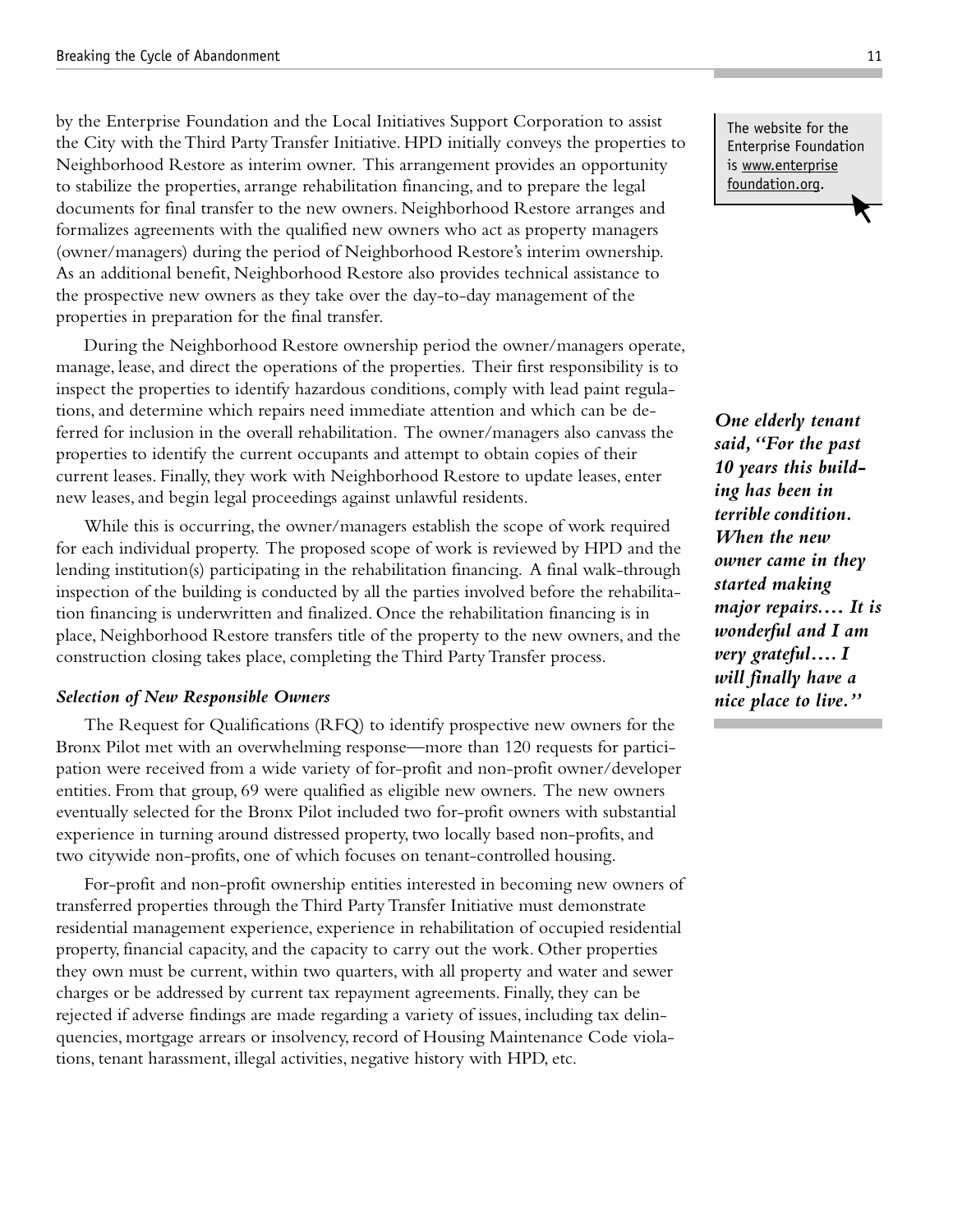by the Enterprise Foundation and the Local Initiatives Support Corporation to assist the City with the Third Party Transfer Initiative. HPD initially conveys the properties to Neighborhood Restore as interim owner. This arrangement provides an opportunity to stabilize the properties, arrange rehabilitation financing, and to prepare the legal documents for final transfer to the new owners. Neighborhood Restore arranges and formalizes agreements with the qualified new owners who act as property managers (owner/managers) during the period of Neighborhood Restore's interim ownership. As an additional benefit, Neighborhood Restore also provides technical assistance to the prospective new owners as they take over the day-to-day management of the properties in preparation for the final transfer.

The website for the Enterprise Foundation is www.enterprisefoundation.org.

During the Neighborhood Restore ownership period the owner/managers operate, manage, lease, and direct the operations of the properties. Their first responsibility is to inspect the properties to identify hazardous conditions, comply with lead paint regulations, and determine which repairs need immediate attention and which can be deferred for inclusion in the overall rehabilitation. The owner/managers also canvass the properties to identify the current occupants and attempt to obtain copies of their current leases. Finally, they work with Neighborhood Restore to update leases, enter new leases, and begin legal proceedings against unlawful residents.

***One elderly tenant said, "For the past 10 years this building has been in terrible condition. When the new owner came in they started making major repairs.... It is wonderful and I am very grateful.... I will finally have a nice place to live."***

While this is occurring, the owner/managers establish the scope of work required for each individual property. The proposed scope of work is reviewed by HPD and the lending institution(s) participating in the rehabilitation financing. A final walk-through inspection of the building is conducted by all the parties involved before the rehabilitation financing is underwritten and finalized. Once the rehabilitation financing is in place, Neighborhood Restore transfers title of the property to the new owners, and the construction closing takes place, completing the Third Party Transfer process.

***Selection of New Responsible Owners***

The Request for Qualifications (RFQ) to identify prospective new owners for the Bronx Pilot met with an overwhelming response—more than 120 requests for participation were received from a wide variety of for-profit and non-profit owner/developer entities. From that group, 69 were qualified as eligible new owners. The new owners eventually selected for the Bronx Pilot included two for-profit owners with substantial experience in turning around distressed property, two locally based non-profits, and two citywide non-profits, one of which focuses on tenant-controlled housing.

For-profit and non-profit ownership entities interested in becoming new owners of transferred properties through the Third Party Transfer Initiative must demonstrate residential management experience, experience in rehabilitation of occupied residential property, financial capacity, and the capacity to carry out the work. Other properties they own must be current, within two quarters, with all property and water and sewer charges or be addressed by current tax repayment agreements. Finally, they can be rejected if adverse findings are made regarding a variety of issues, including tax delinquencies, mortgage arrears or insolvency, record of Housing Maintenance Code violations, tenant harassment, illegal activities, negative history with HPD, etc.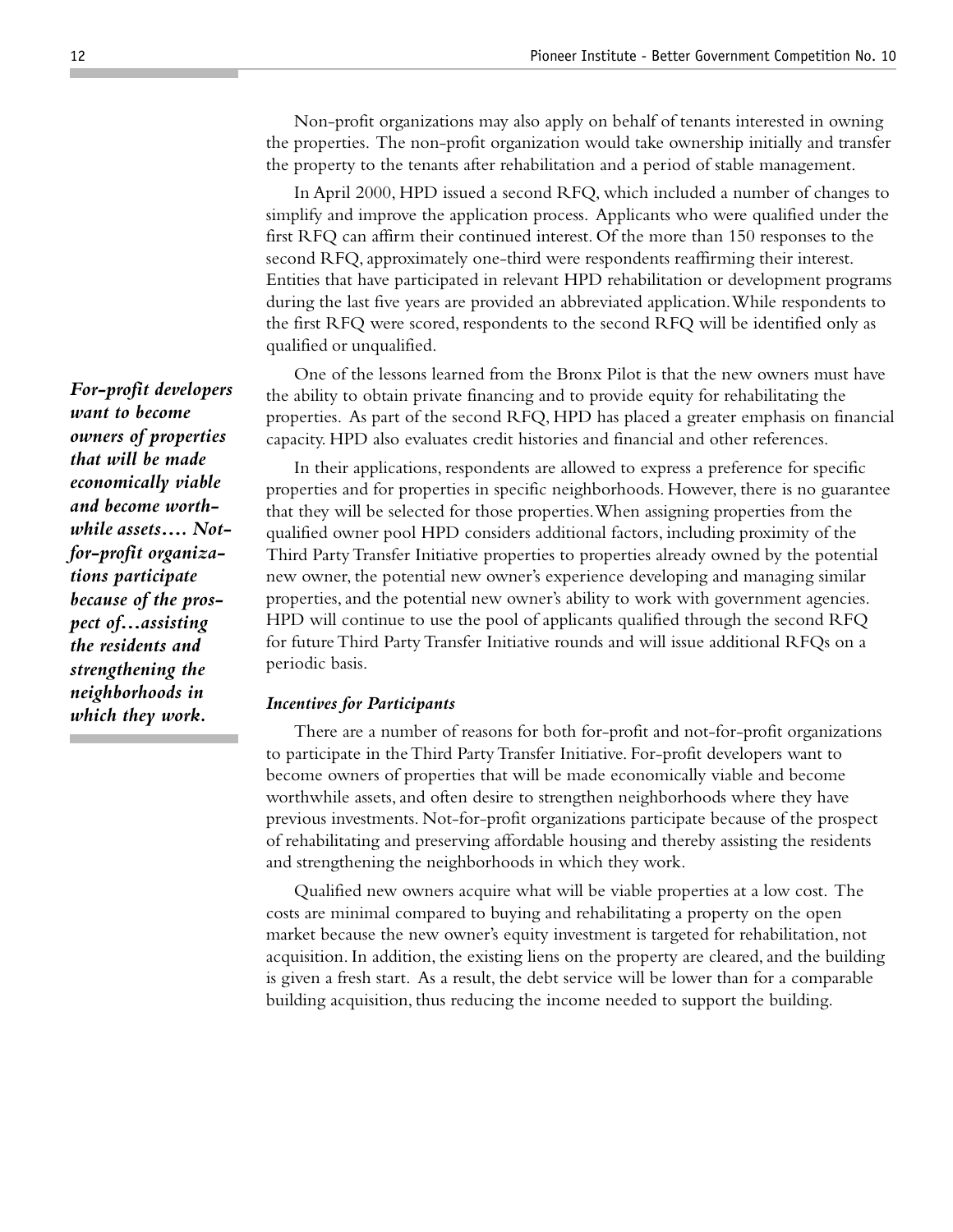Non-profit organizations may also apply on behalf of tenants interested in owning the properties. The non-profit organization would take ownership initially and transfer the property to the tenants after rehabilitation and a period of stable management.

In April 2000, HPD issued a second RFQ, which included a number of changes to simplify and improve the application process. Applicants who were qualified under the first RFQ can affirm their continued interest. Of the more than 150 responses to the second RFQ, approximately one-third were respondents reaffirming their interest. Entities that have participated in relevant HPD rehabilitation or development programs during the last five years are provided an abbreviated application. While respondents to the first RFQ were scored, respondents to the second RFQ will be identified only as qualified or unqualified.

*For-profit developers want to become owners of properties that will be made economically viable and become worthwhile assets…. Not-for-profit organizations participate because of the prospect of…assisting the residents and strengthening the neighborhoods in which they work.*

One of the lessons learned from the Bronx Pilot is that the new owners must have the ability to obtain private financing and to provide equity for rehabilitating the properties. As part of the second RFQ, HPD has placed a greater emphasis on financial capacity. HPD also evaluates credit histories and financial and other references.

In their applications, respondents are allowed to express a preference for specific properties and for properties in specific neighborhoods. However, there is no guarantee that they will be selected for those properties. When assigning properties from the qualified owner pool HPD considers additional factors, including proximity of the Third Party Transfer Initiative properties to properties already owned by the potential new owner, the potential new owner's experience developing and managing similar properties, and the potential new owner's ability to work with government agencies. HPD will continue to use the pool of applicants qualified through the second RFQ for future Third Party Transfer Initiative rounds and will issue additional RFQs on a periodic basis.

### *Incentives for Participants*

There are a number of reasons for both for-profit and not-for-profit organizations to participate in the Third Party Transfer Initiative. For-profit developers want to become owners of properties that will be made economically viable and become worthwhile assets, and often desire to strengthen neighborhoods where they have previous investments. Not-for-profit organizations participate because of the prospect of rehabilitating and preserving affordable housing and thereby assisting the residents and strengthening the neighborhoods in which they work.

Qualified new owners acquire what will be viable properties at a low cost. The costs are minimal compared to buying and rehabilitating a property on the open market because the new owner's equity investment is targeted for rehabilitation, not acquisition. In addition, the existing liens on the property are cleared, and the building is given a fresh start. As a result, the debt service will be lower than for a comparable building acquisition, thus reducing the income needed to support the building.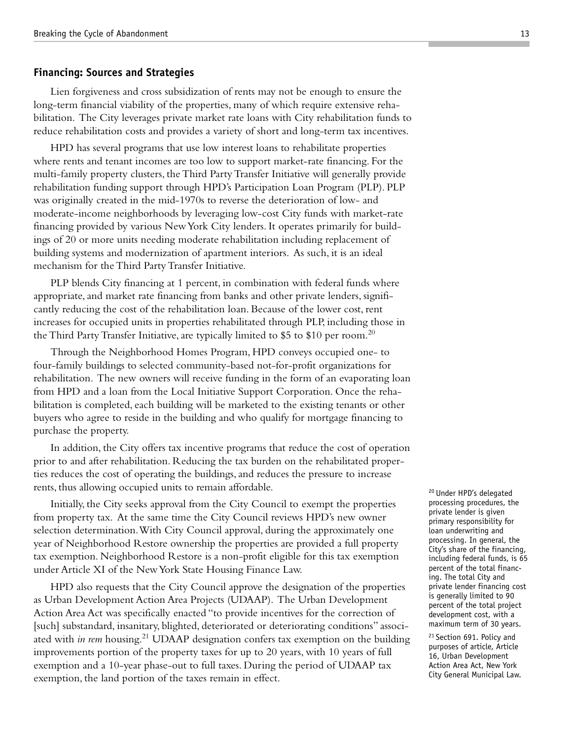## Financing: Sources and Strategies

Lien forgiveness and cross subsidization of rents may not be enough to ensure the long-term financial viability of the properties, many of which require extensive rehabilitation. The City leverages private market rate loans with City rehabilitation funds to reduce rehabilitation costs and provides a variety of short and long-term tax incentives.

HPD has several programs that use low interest loans to rehabilitate properties where rents and tenant incomes are too low to support market-rate financing. For the multi-family property clusters, the Third Party Transfer Initiative will generally provide rehabilitation funding support through HPD's Participation Loan Program (PLP). PLP was originally created in the mid-1970s to reverse the deterioration of low- and moderate-income neighborhoods by leveraging low-cost City funds with market-rate financing provided by various New York City lenders. It operates primarily for buildings of 20 or more units needing moderate rehabilitation including replacement of building systems and modernization of apartment interiors. As such, it is an ideal mechanism for the Third Party Transfer Initiative.

PLP blends City financing at 1 percent, in combination with federal funds where appropriate, and market rate financing from banks and other private lenders, significantly reducing the cost of the rehabilitation loan. Because of the lower cost, rent increases for occupied units in properties rehabilitated through PLP, including those in the Third Party Transfer Initiative, are typically limited to $5 to $10 per room.[20]

Through the Neighborhood Homes Program, HPD conveys occupied one- to four-family buildings to selected community-based not-for-profit organizations for rehabilitation. The new owners will receive funding in the form of an evaporating loan from HPD and a loan from the Local Initiative Support Corporation. Once the rehabilitation is completed, each building will be marketed to the existing tenants or other buyers who agree to reside in the building and who qualify for mortgage financing to purchase the property.

In addition, the City offers tax incentive programs that reduce the cost of operation prior to and after rehabilitation. Reducing the tax burden on the rehabilitated properties reduces the cost of operating the buildings, and reduces the pressure to increase rents, thus allowing occupied units to remain affordable.

Initially, the City seeks approval from the City Council to exempt the properties from property tax. At the same time the City Council reviews HPD's new owner selection determination. With City Council approval, during the approximately one year of Neighborhood Restore ownership the properties are provided a full property tax exemption. Neighborhood Restore is a non-profit eligible for this tax exemption under Article XI of the New York State Housing Finance Law.

HPD also requests that the City Council approve the designation of the properties as Urban Development Action Area Projects (UDAAP). The Urban Development Action Area Act was specifically enacted "to provide incentives for the correction of [such] substandard, insanitary, blighted, deteriorated or deteriorating conditions" associated with *in rem* housing.[21] UDAAP designation confers tax exemption on the building improvements portion of the property taxes for up to 20 years, with 10 years of full exemption and a 10-year phase-out to full taxes. During the period of UDAAP tax exemption, the land portion of the taxes remain in effect.

[20] Under HPD's delegated processing procedures, the private lender is given primary responsibility for loan underwriting and processing. In general, the City's share of the financing, including federal funds, is 65 percent of the total financing. The total City and private lender financing cost is generally limited to 90 percent of the total project development cost, with a maximum term of 30 years.

[21] Section 691. Policy and purposes of article, Article 16, Urban Development Action Area Act, New York City General Municipal Law.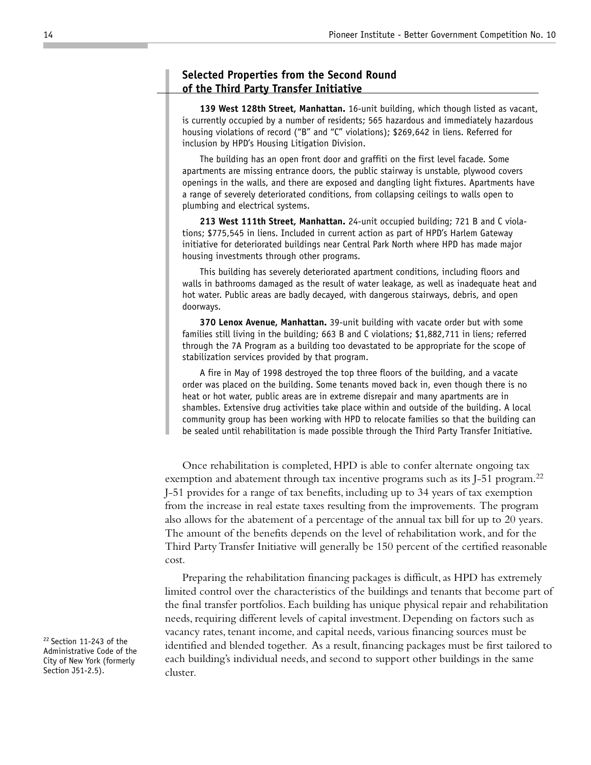### Selected Properties from the Second Round of the Third Party Transfer Initiative

**139 West 128th Street, Manhattan.** 16-unit building, which though listed as vacant, is currently occupied by a number of residents; 565 hazardous and immediately hazardous housing violations of record ("B" and "C" violations); $269,642 in liens. Referred for inclusion by HPD's Housing Litigation Division.

The building has an open front door and graffiti on the first level facade. Some apartments are missing entrance doors, the public stairway is unstable, plywood covers openings in the walls, and there are exposed and dangling light fixtures. Apartments have a range of severely deteriorated conditions, from collapsing ceilings to walls open to plumbing and electrical systems.

**213 West 111th Street, Manhattan.** 24-unit occupied building; 721 B and C violations; $775,545 in liens. Included in current action as part of HPD's Harlem Gateway initiative for deteriorated buildings near Central Park North where HPD has made major housing investments through other programs.

This building has severely deteriorated apartment conditions, including floors and walls in bathrooms damaged as the result of water leakage, as well as inadequate heat and hot water. Public areas are badly decayed, with dangerous stairways, debris, and open doorways.

**370 Lenox Avenue, Manhattan.** 39-unit building with vacate order but with some families still living in the building; 663 B and C violations; $1,882,711 in liens; referred through the 7A Program as a building too devastated to be appropriate for the scope of stabilization services provided by that program.

A fire in May of 1998 destroyed the top three floors of the building, and a vacate order was placed on the building. Some tenants moved back in, even though there is no heat or hot water, public areas are in extreme disrepair and many apartments are in shambles. Extensive drug activities take place within and outside of the building. A local community group has been working with HPD to relocate families so that the building can be sealed until rehabilitation is made possible through the Third Party Transfer Initiative.

Once rehabilitation is completed, HPD is able to confer alternate ongoing tax exemption and abatement through tax incentive programs such as its J-51 program.[22] J-51 provides for a range of tax benefits, including up to 34 years of tax exemption from the increase in real estate taxes resulting from the improvements. The program also allows for the abatement of a percentage of the annual tax bill for up to 20 years. The amount of the benefits depends on the level of rehabilitation work, and for the Third Party Transfer Initiative will generally be 150 percent of the certified reasonable cost.

Preparing the rehabilitation financing packages is difficult, as HPD has extremely limited control over the characteristics of the buildings and tenants that become part of the final transfer portfolios. Each building has unique physical repair and rehabilitation needs, requiring different levels of capital investment. Depending on factors such as vacancy rates, tenant income, and capital needs, various financing sources must be identified and blended together. As a result, financing packages must be first tailored to each building's individual needs, and second to support other buildings in the same cluster.

[22] Section 11-243 of the Administrative Code of the City of New York (formerly Section J51-2.5).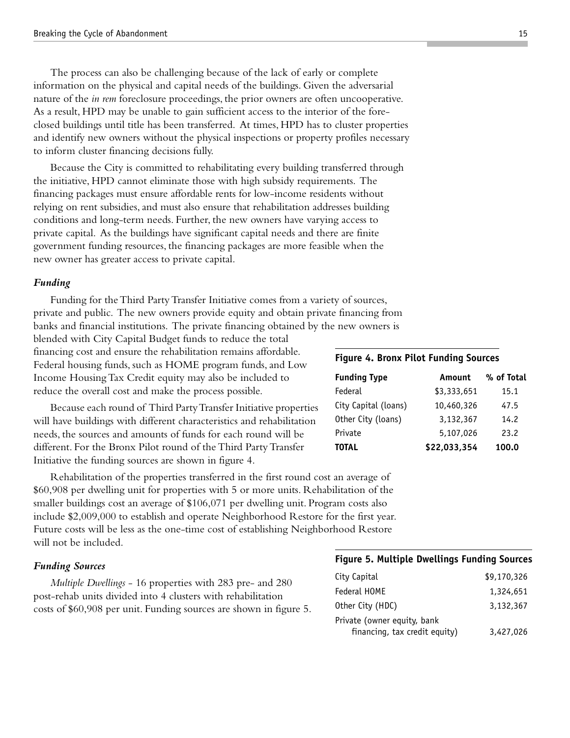The process can also be challenging because of the lack of early or complete information on the physical and capital needs of the buildings. Given the adversarial nature of the *in rem* foreclosure proceedings, the prior owners are often uncooperative. As a result, HPD may be unable to gain sufficient access to the interior of the foreclosed buildings until title has been transferred. At times, HPD has to cluster properties and identify new owners without the physical inspections or property profiles necessary to inform cluster financing decisions fully.

Because the City is committed to rehabilitating every building transferred through the initiative, HPD cannot eliminate those with high subsidy requirements. The financing packages must ensure affordable rents for low-income residents without relying on rent subsidies, and must also ensure that rehabilitation addresses building conditions and long-term needs. Further, the new owners have varying access to private capital. As the buildings have significant capital needs and there are finite government funding resources, the financing packages are more feasible when the new owner has greater access to private capital.

### *Funding*

Funding for the Third Party Transfer Initiative comes from a variety of sources, private and public. The new owners provide equity and obtain private financing from banks and financial institutions. The private financing obtained by the new owners is blended with City Capital Budget funds to reduce the total financing cost and ensure the rehabilitation remains affordable. Federal housing funds, such as HOME program funds, and Low Income Housing Tax Credit equity may also be included to reduce the overall cost and make the process possible.

Because each round of Third Party Transfer Initiative properties will have buildings with different characteristics and rehabilitation needs, the sources and amounts of funds for each round will be different. For the Bronx Pilot round of the Third Party Transfer Initiative the funding sources are shown in figure 4.

**Figure 4. Bronx Pilot Funding Sources**

| Funding Type | Amount | % of Total |
|---|---|---|
| Federal | $3,333,651 | 15.1 |
| City Capital (loans) | 10,460,326 | 47.5 |
| Other City (loans) | 3,132,367 | 14.2 |
| Private | 5,107,026 | 23.2 |
| **TOTAL** | **$22,033,354** | **100.0** |

Rehabilitation of the properties transferred in the first round cost an average of $60,908 per dwelling unit for properties with 5 or more units. Rehabilitation of the smaller buildings cost an average of $106,071 per dwelling unit. Program costs also include $2,009,000 to establish and operate Neighborhood Restore for the first year. Future costs will be less as the one-time cost of establishing Neighborhood Restore will not be included.

### *Funding Sources*

*Multiple Dwellings* - 16 properties with 283 pre- and 280 post-rehab units divided into 4 clusters with rehabilitation costs of $60,908 per unit. Funding sources are shown in figure 5.

**Figure 5. Multiple Dwellings Funding Sources**

| Source | Amount |
|---|---|
| City Capital | $9,170,326 |
| Federal HOME | 1,324,651 |
| Other City (HDC) | 3,132,367 |
| Private (owner equity, bank financing, tax credit equity) | 3,427,026 |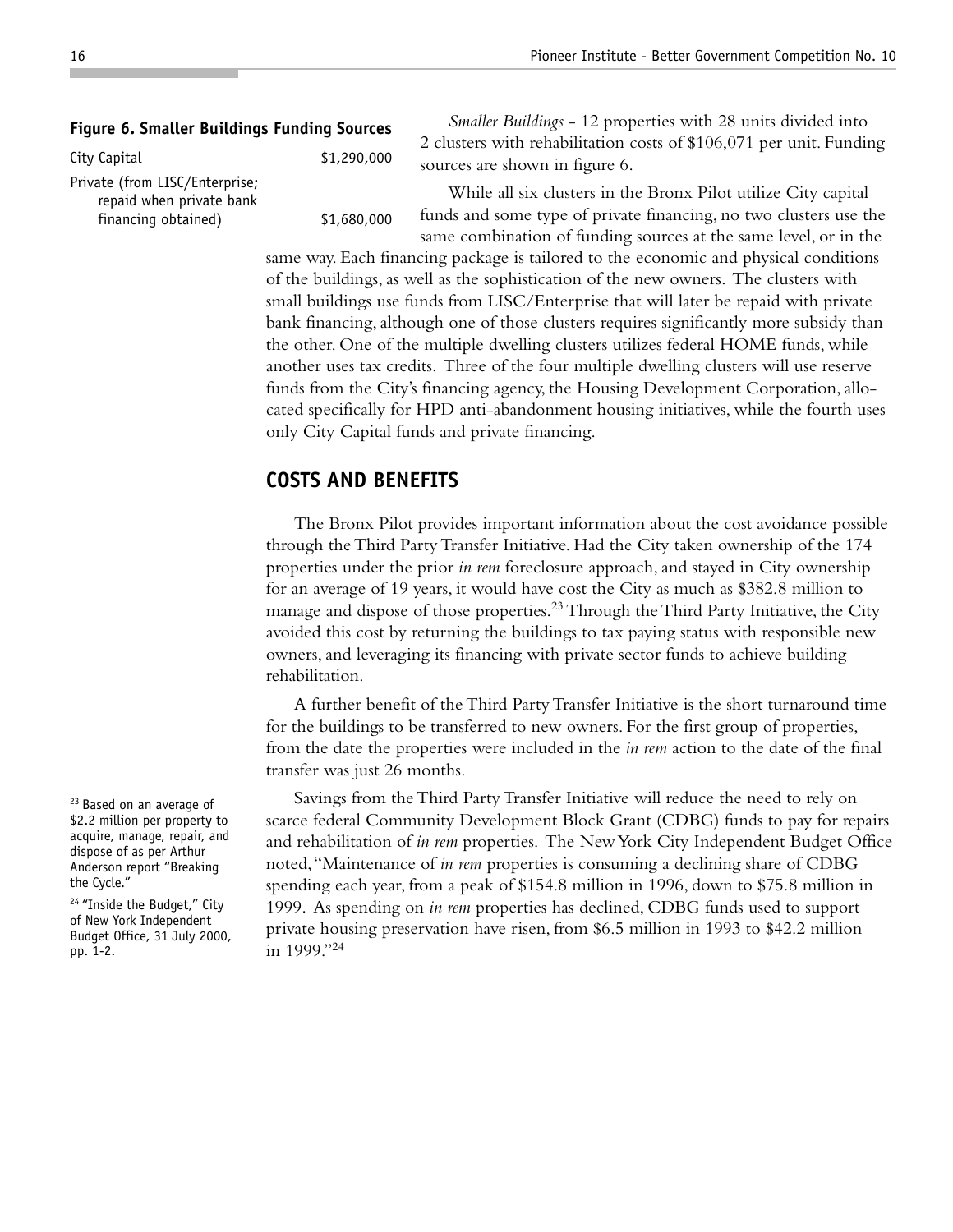**Figure 6. Smaller Buildings Funding Sources**

| | |
|---|---|
| City Capital | \$1,290,000 |
| Private (from LISC/Enterprise; repaid when private bank financing obtained) | \$1,680,000 |

*Smaller Buildings* - 12 properties with 28 units divided into 2 clusters with rehabilitation costs of \$106,071 per unit. Funding sources are shown in figure 6.

While all six clusters in the Bronx Pilot utilize City capital funds and some type of private financing, no two clusters use the same combination of funding sources at the same level, or in the same way. Each financing package is tailored to the economic and physical conditions of the buildings, as well as the sophistication of the new owners. The clusters with small buildings use funds from LISC/Enterprise that will later be repaid with private bank financing, although one of those clusters requires significantly more subsidy than the other. One of the multiple dwelling clusters utilizes federal HOME funds, while another uses tax credits. Three of the four multiple dwelling clusters will use reserve funds from the City's financing agency, the Housing Development Corporation, allocated specifically for HPD anti-abandonment housing initiatives, while the fourth uses only City Capital funds and private financing.

## COSTS AND BENEFITS

The Bronx Pilot provides important information about the cost avoidance possible through the Third Party Transfer Initiative. Had the City taken ownership of the 174 properties under the prior *in rem* foreclosure approach, and stayed in City ownership for an average of 19 years, it would have cost the City as much as \$382.8 million to manage and dispose of those properties.[23] Through the Third Party Initiative, the City avoided this cost by returning the buildings to tax paying status with responsible new owners, and leveraging its financing with private sector funds to achieve building rehabilitation.

A further benefit of the Third Party Transfer Initiative is the short turnaround time for the buildings to be transferred to new owners. For the first group of properties, from the date the properties were included in the *in rem* action to the date of the final transfer was just 26 months.

Savings from the Third Party Transfer Initiative will reduce the need to rely on scarce federal Community Development Block Grant (CDBG) funds to pay for repairs and rehabilitation of *in rem* properties. The New York City Independent Budget Office noted, "Maintenance of *in rem* properties is consuming a declining share of CDBG spending each year, from a peak of \$154.8 million in 1996, down to \$75.8 million in 1999. As spending on *in rem* properties has declined, CDBG funds used to support private housing preservation have risen, from \$6.5 million in 1993 to \$42.2 million in 1999."[24]

[23] Based on an average of \$2.2 million per property to acquire, manage, repair, and dispose of as per Arthur Anderson report "Breaking the Cycle."

[24] "Inside the Budget," City of New York Independent Budget Office, 31 July 2000, pp. 1-2.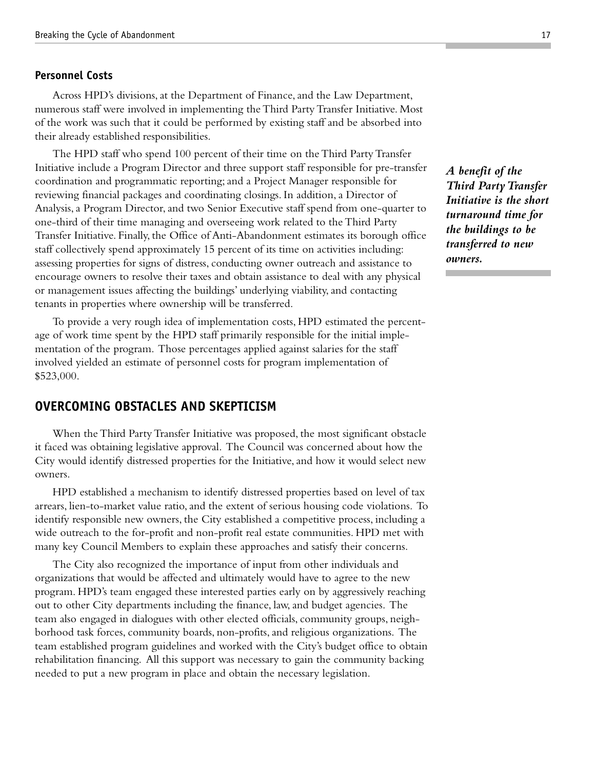### Personnel Costs

Across HPD's divisions, at the Department of Finance, and the Law Department, numerous staff were involved in implementing the Third Party Transfer Initiative. Most of the work was such that it could be performed by existing staff and be absorbed into their already established responsibilities.

The HPD staff who spend 100 percent of their time on the Third Party Transfer Initiative include a Program Director and three support staff responsible for pre-transfer coordination and programmatic reporting; and a Project Manager responsible for reviewing financial packages and coordinating closings. In addition, a Director of Analysis, a Program Director, and two Senior Executive staff spend from one-quarter to one-third of their time managing and overseeing work related to the Third Party Transfer Initiative. Finally, the Office of Anti-Abandonment estimates its borough office staff collectively spend approximately 15 percent of its time on activities including: assessing properties for signs of distress, conducting owner outreach and assistance to encourage owners to resolve their taxes and obtain assistance to deal with any physical or management issues affecting the buildings' underlying viability, and contacting tenants in properties where ownership will be transferred.

***A benefit of the Third Party Transfer Initiative is the short turnaround time for the buildings to be transferred to new owners.***

To provide a very rough idea of implementation costs, HPD estimated the percentage of work time spent by the HPD staff primarily responsible for the initial implementation of the program. Those percentages applied against salaries for the staff involved yielded an estimate of personnel costs for program implementation of $523,000.

## OVERCOMING OBSTACLES AND SKEPTICISM

When the Third Party Transfer Initiative was proposed, the most significant obstacle it faced was obtaining legislative approval. The Council was concerned about how the City would identify distressed properties for the Initiative, and how it would select new owners.

HPD established a mechanism to identify distressed properties based on level of tax arrears, lien-to-market value ratio, and the extent of serious housing code violations. To identify responsible new owners, the City established a competitive process, including a wide outreach to the for-profit and non-profit real estate communities. HPD met with many key Council Members to explain these approaches and satisfy their concerns.

The City also recognized the importance of input from other individuals and organizations that would be affected and ultimately would have to agree to the new program. HPD's team engaged these interested parties early on by aggressively reaching out to other City departments including the finance, law, and budget agencies. The team also engaged in dialogues with other elected officials, community groups, neighborhood task forces, community boards, non-profits, and religious organizations. The team established program guidelines and worked with the City's budget office to obtain rehabilitation financing. All this support was necessary to gain the community backing needed to put a new program in place and obtain the necessary legislation.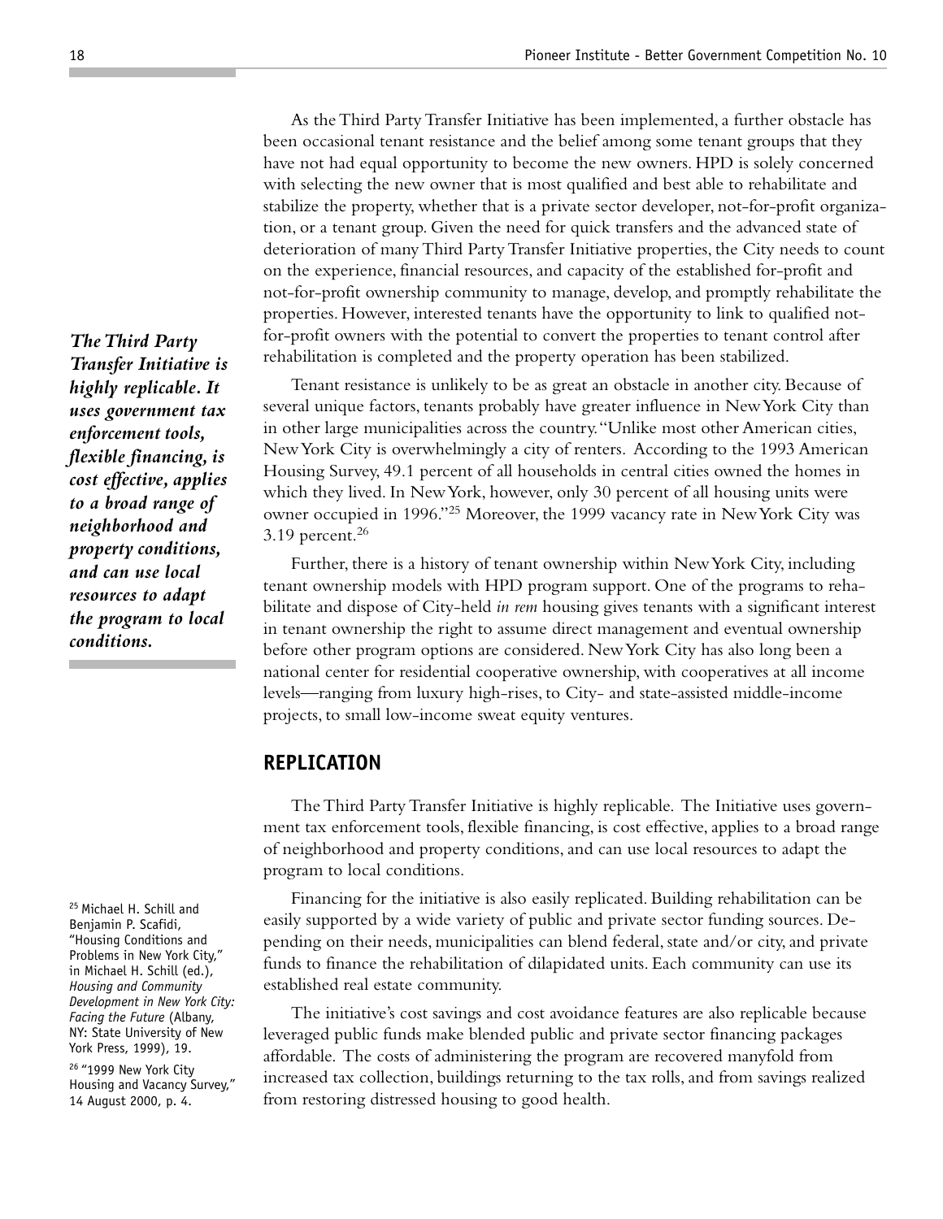As the Third Party Transfer Initiative has been implemented, a further obstacle has been occasional tenant resistance and the belief among some tenant groups that they have not had equal opportunity to become the new owners. HPD is solely concerned with selecting the new owner that is most qualified and best able to rehabilitate and stabilize the property, whether that is a private sector developer, not-for-profit organization, or a tenant group. Given the need for quick transfers and the advanced state of deterioration of many Third Party Transfer Initiative properties, the City needs to count on the experience, financial resources, and capacity of the established for-profit and not-for-profit ownership community to manage, develop, and promptly rehabilitate the properties. However, interested tenants have the opportunity to link to qualified not-for-profit owners with the potential to convert the properties to tenant control after rehabilitation is completed and the property operation has been stabilized.

***The Third Party Transfer Initiative is highly replicable. It uses government tax enforcement tools, flexible financing, is cost effective, applies to a broad range of neighborhood and property conditions, and can use local resources to adapt the program to local conditions.***

Tenant resistance is unlikely to be as great an obstacle in another city. Because of several unique factors, tenants probably have greater influence in New York City than in other large municipalities across the country. "Unlike most other American cities, New York City is overwhelmingly a city of renters. According to the 1993 American Housing Survey, 49.1 percent of all households in central cities owned the homes in which they lived. In New York, however, only 30 percent of all housing units were owner occupied in 1996."[25] Moreover, the 1999 vacancy rate in New York City was 3.19 percent.[26]

Further, there is a history of tenant ownership within New York City, including tenant ownership models with HPD program support. One of the programs to rehabilitate and dispose of City-held *in rem* housing gives tenants with a significant interest in tenant ownership the right to assume direct management and eventual ownership before other program options are considered. New York City has also long been a national center for residential cooperative ownership, with cooperatives at all income levels—ranging from luxury high-rises, to City- and state-assisted middle-income projects, to small low-income sweat equity ventures.

## REPLICATION

The Third Party Transfer Initiative is highly replicable. The Initiative uses government tax enforcement tools, flexible financing, is cost effective, applies to a broad range of neighborhood and property conditions, and can use local resources to adapt the program to local conditions.

Financing for the initiative is also easily replicated. Building rehabilitation can be easily supported by a wide variety of public and private sector funding sources. Depending on their needs, municipalities can blend federal, state and/or city, and private funds to finance the rehabilitation of dilapidated units. Each community can use its established real estate community.

The initiative's cost savings and cost avoidance features are also replicable because leveraged public funds make blended public and private sector financing packages affordable. The costs of administering the program are recovered manyfold from increased tax collection, buildings returning to the tax rolls, and from savings realized from restoring distressed housing to good health.

[25] Michael H. Schill and Benjamin P. Scafidi, "Housing Conditions and Problems in New York City," in Michael H. Schill (ed.), *Housing and Community Development in New York City: Facing the Future* (Albany, NY: State University of New York Press, 1999), 19.

[26] "1999 New York City Housing and Vacancy Survey," 14 August 2000, p. 4.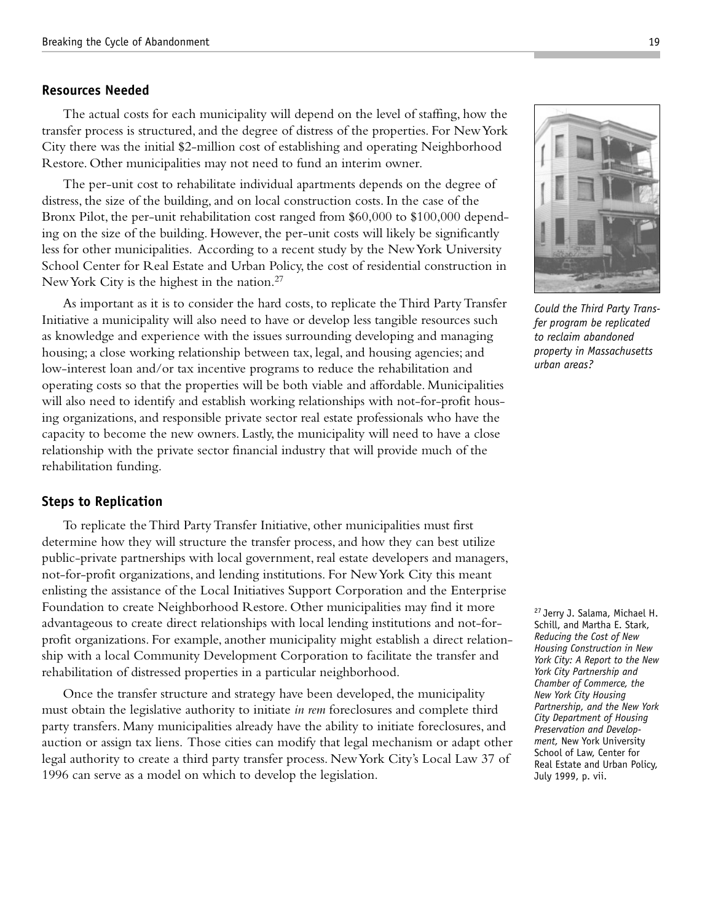## Resources Needed

The actual costs for each municipality will depend on the level of staffing, how the transfer process is structured, and the degree of distress of the properties. For New York City there was the initial $2-million cost of establishing and operating Neighborhood Restore. Other municipalities may not need to fund an interim owner.

The per-unit cost to rehabilitate individual apartments depends on the degree of distress, the size of the building, and on local construction costs. In the case of the Bronx Pilot, the per-unit rehabilitation cost ranged from $60,000 to $100,000 depending on the size of the building. However, the per-unit costs will likely be significantly less for other municipalities. According to a recent study by the New York University School Center for Real Estate and Urban Policy, the cost of residential construction in New York City is the highest in the nation.[27]

As important as it is to consider the hard costs, to replicate the Third Party Transfer Initiative a municipality will also need to have or develop less tangible resources such as knowledge and experience with the issues surrounding developing and managing housing; a close working relationship between tax, legal, and housing agencies; and low-interest loan and/or tax incentive programs to reduce the rehabilitation and operating costs so that the properties will be both viable and affordable. Municipalities will also need to identify and establish working relationships with not-for-profit housing organizations, and responsible private sector real estate professionals who have the capacity to become the new owners. Lastly, the municipality will need to have a close relationship with the private sector financial industry that will provide much of the rehabilitation funding.

*Could the Third Party Transfer program be replicated to reclaim abandoned property in Massachusetts urban areas?*

## Steps to Replication

To replicate the Third Party Transfer Initiative, other municipalities must first determine how they will structure the transfer process, and how they can best utilize public-private partnerships with local government, real estate developers and managers, not-for-profit organizations, and lending institutions. For New York City this meant enlisting the assistance of the Local Initiatives Support Corporation and the Enterprise Foundation to create Neighborhood Restore. Other municipalities may find it more advantageous to create direct relationships with local lending institutions and not-for-profit organizations. For example, another municipality might establish a direct relationship with a local Community Development Corporation to facilitate the transfer and rehabilitation of distressed properties in a particular neighborhood.

Once the transfer structure and strategy have been developed, the municipality must obtain the legislative authority to initiate *in rem* foreclosures and complete third party transfers. Many municipalities already have the ability to initiate foreclosures, and auction or assign tax liens. Those cities can modify that legal mechanism or adapt other legal authority to create a third party transfer process. New York City's Local Law 37 of 1996 can serve as a model on which to develop the legislation.

[27] Jerry J. Salama, Michael H. Schill, and Martha E. Stark, *Reducing the Cost of New Housing Construction in New York City: A Report to the New York City Partnership and Chamber of Commerce, the New York City Housing Partnership, and the New York City Department of Housing Preservation and Development,* New York University School of Law, Center for Real Estate and Urban Policy, July 1999, p. vii.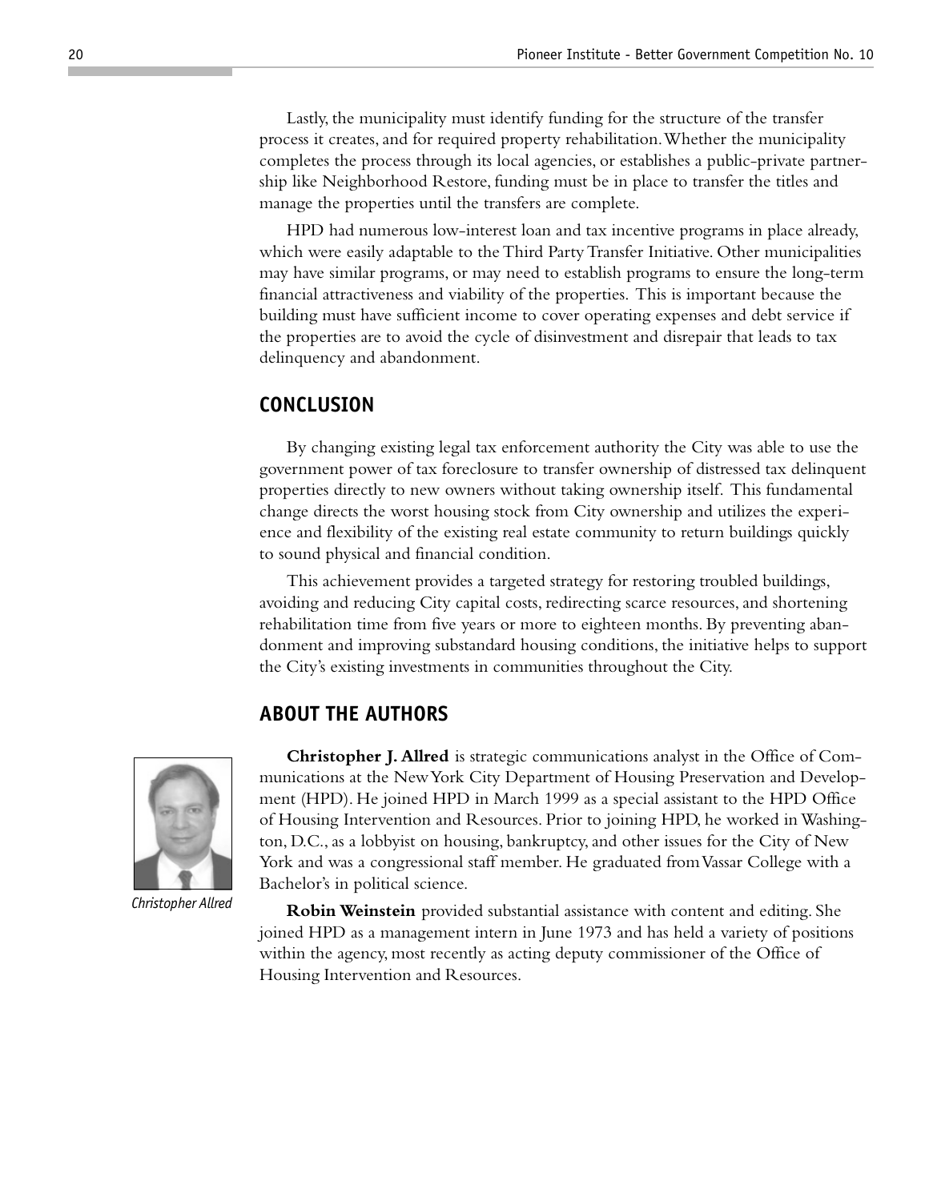Lastly, the municipality must identify funding for the structure of the transfer process it creates, and for required property rehabilitation. Whether the municipality completes the process through its local agencies, or establishes a public-private partnership like Neighborhood Restore, funding must be in place to transfer the titles and manage the properties until the transfers are complete.

HPD had numerous low-interest loan and tax incentive programs in place already, which were easily adaptable to the Third Party Transfer Initiative. Other municipalities may have similar programs, or may need to establish programs to ensure the long-term financial attractiveness and viability of the properties. This is important because the building must have sufficient income to cover operating expenses and debt service if the properties are to avoid the cycle of disinvestment and disrepair that leads to tax delinquency and abandonment.

## CONCLUSION

By changing existing legal tax enforcement authority the City was able to use the government power of tax foreclosure to transfer ownership of distressed tax delinquent properties directly to new owners without taking ownership itself. This fundamental change directs the worst housing stock from City ownership and utilizes the experience and flexibility of the existing real estate community to return buildings quickly to sound physical and financial condition.

This achievement provides a targeted strategy for restoring troubled buildings, avoiding and reducing City capital costs, redirecting scarce resources, and shortening rehabilitation time from five years or more to eighteen months. By preventing abandonment and improving substandard housing conditions, the initiative helps to support the City's existing investments in communities throughout the City.

## ABOUT THE AUTHORS

*Christopher Allred*

**Christopher J. Allred** is strategic communications analyst in the Office of Communications at the New York City Department of Housing Preservation and Development (HPD). He joined HPD in March 1999 as a special assistant to the HPD Office of Housing Intervention and Resources. Prior to joining HPD, he worked in Washington, D.C., as a lobbyist on housing, bankruptcy, and other issues for the City of New York and was a congressional staff member. He graduated from Vassar College with a Bachelor's in political science.

**Robin Weinstein** provided substantial assistance with content and editing. She joined HPD as a management intern in June 1973 and has held a variety of positions within the agency, most recently as acting deputy commissioner of the Office of Housing Intervention and Resources.